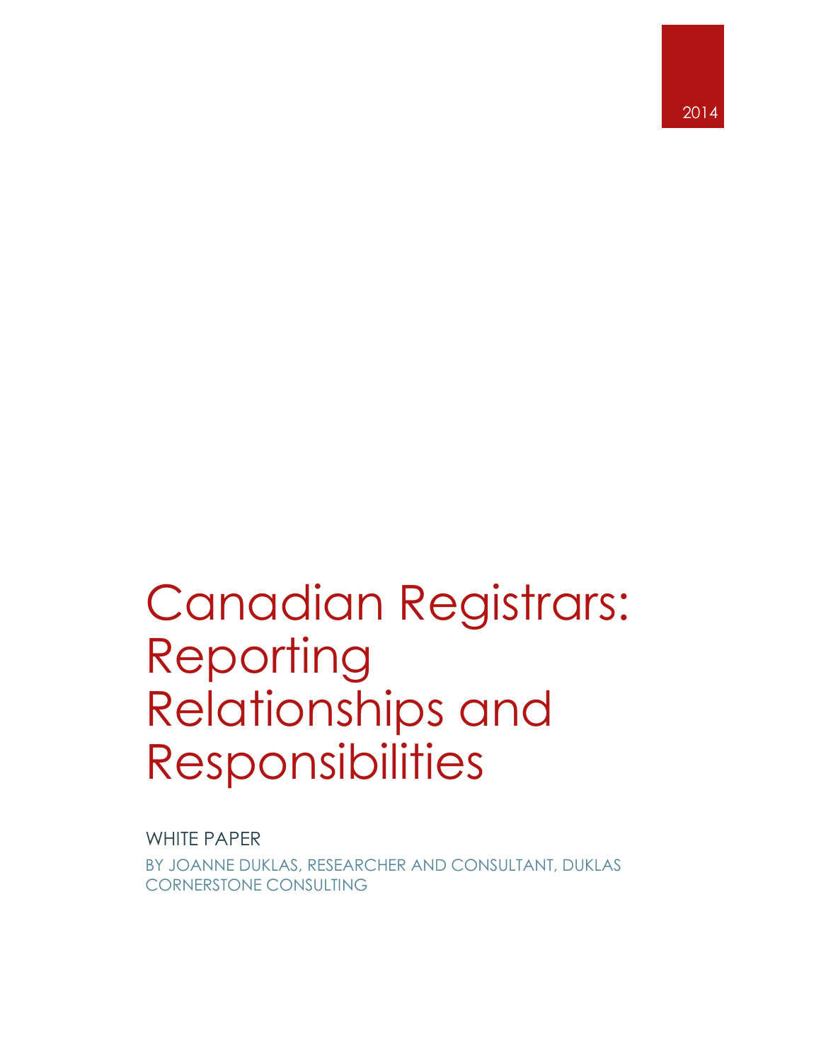2014

# Canadian Registrars: Reporting Relationships and Responsibilities

WHITE PAPER

BY JOANNE DUKLAS, RESEARCHER AND CONSULTANT, DUKLAS CORNERSTONE CONSULTING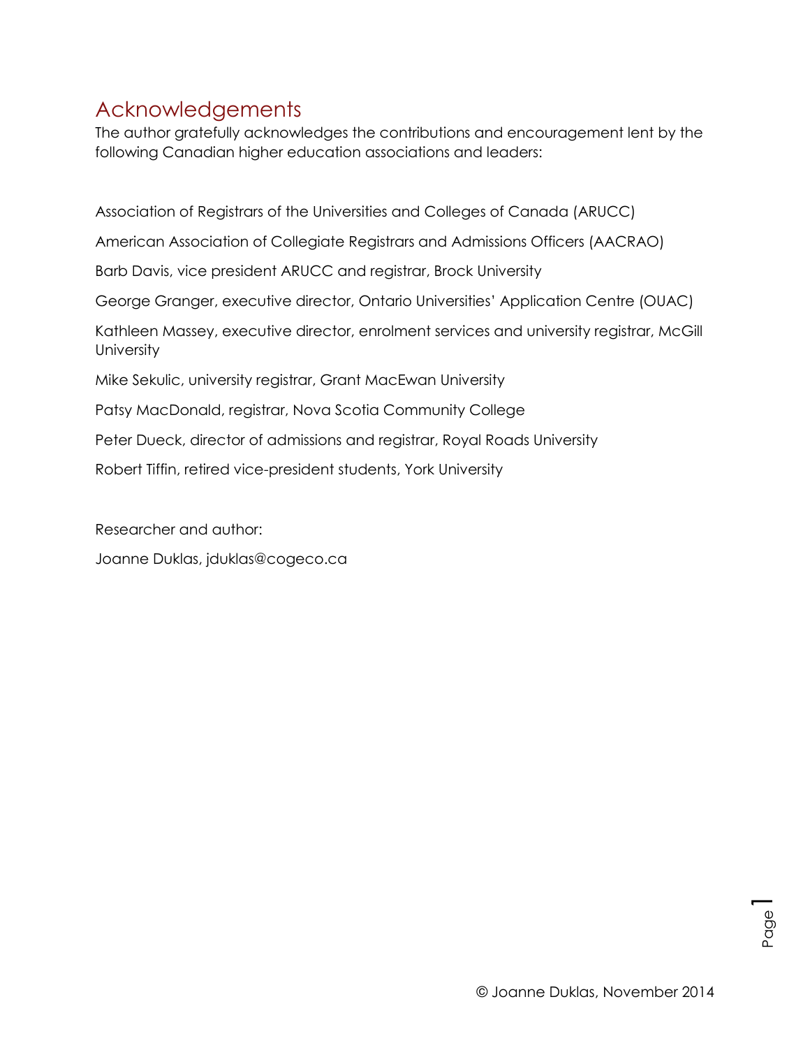## Acknowledgements

The author gratefully acknowledges the contributions and encouragement lent by the following Canadian higher education associations and leaders:

Association of Registrars of the Universities and Colleges of Canada (ARUCC)

American Association of Collegiate Registrars and Admissions Officers (AACRAO)

Barb Davis, vice president ARUCC and registrar, Brock University

George Granger, executive director, Ontario Universities' Application Centre (OUAC)

Kathleen Massey, executive director, enrolment services and university registrar, McGill University

Mike Sekulic, university registrar, Grant MacEwan University

Patsy MacDonald, registrar, Nova Scotia Community College

Peter Dueck, director of admissions and registrar, Royal Roads University

Robert Tiffin, retired vice-president students, York University

Researcher and author:

Joanne Duklas, jduklas@cogeco.ca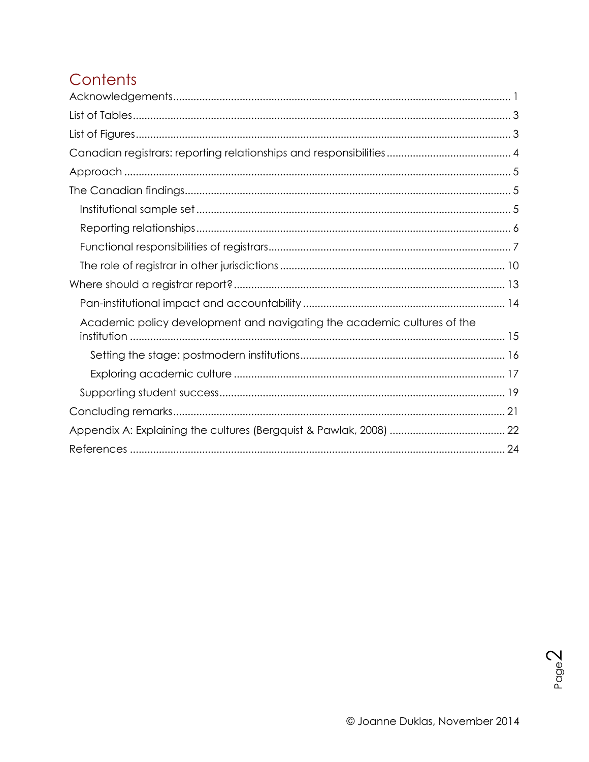# Contents

Acknowledgements ........................................................................................................... 1

List of Tables ........................................................................................................... 3

List of Figures ........................................................................................................... 3

Canadian registrars: reporting relationships and responsibilities ........................................... 4

Approach ........................................................................................................... 5

The Canadian findings ........................................................................................................... 5

- Institutional sample set ........................................................................................................... 5
- Reporting relationships ........................................................................................................... 6
- Functional responsibilities of registrars ........................................................................................................... 7
- The role of registrar in other jurisdictions ........................................................................................................... 10

Where should a registrar report? ........................................................................................................... 13

- Pan-institutional impact and accountability ........................................................................................................... 14
- Academic policy development and navigating the academic cultures of the institution ........................................................................................................... 15
  - Setting the stage: postmodern institutions ........................................................................................................... 16
  - Exploring academic culture ........................................................................................................... 17
- Supporting student success ........................................................................................................... 19

Concluding remarks ........................................................................................................... 21

Appendix A: Explaining the cultures (Bergquist & Pawlak, 2008) ........................................ 22

References ........................................................................................................... 24

© Joanne Duklas, November 2014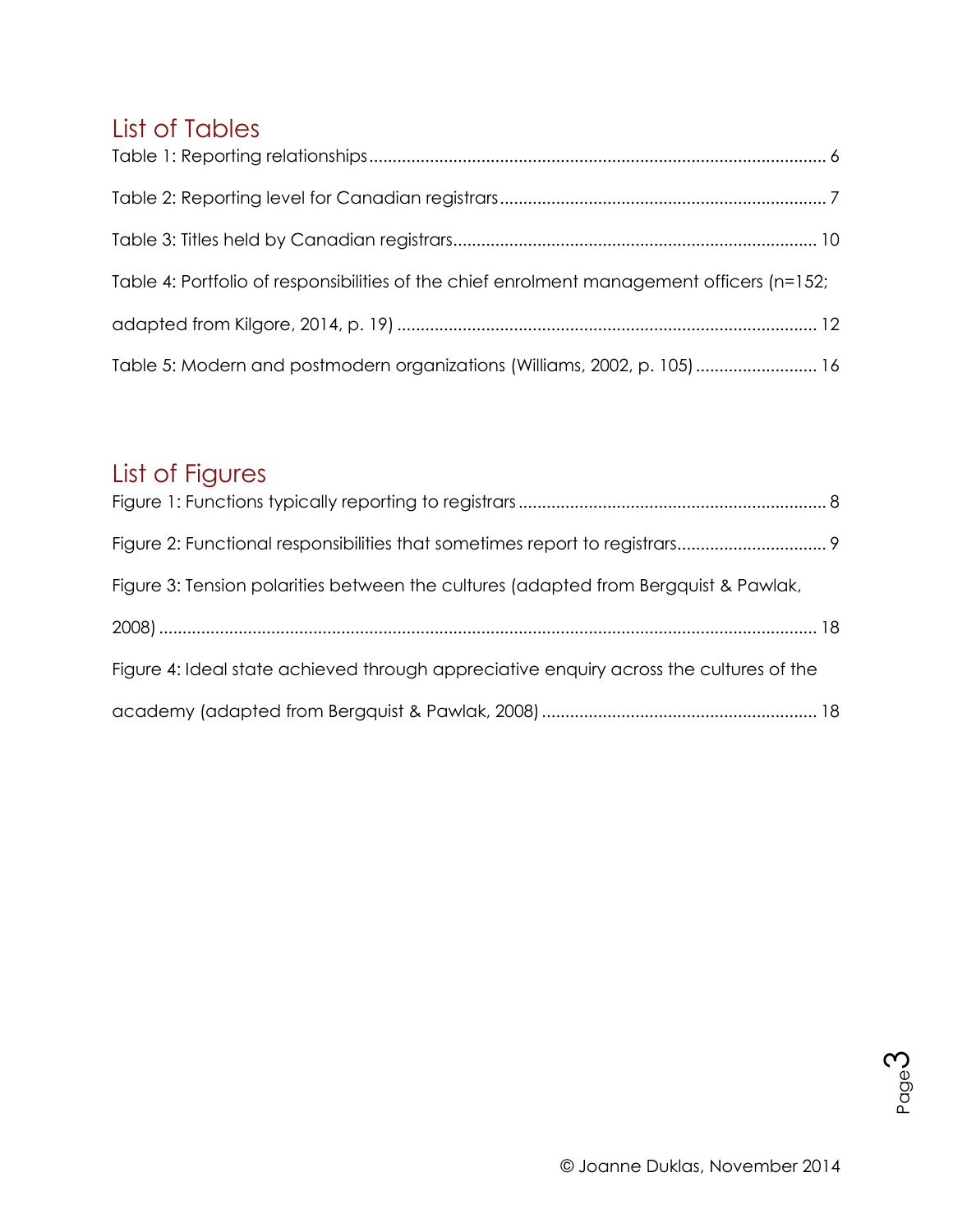## List of Tables

Table 1: Reporting relationships ........................................................................................ 6

Table 2: Reporting level for Canadian registrars ............................................................... 7

Table 3: Titles held by Canadian registrars ....................................................................... 10

Table 4: Portfolio of responsibilities of the chief enrolment management officers (n=152; adapted from Kilgore, 2014, p. 19) ........................................................................................ 12

Table 5: Modern and postmodern organizations (Williams, 2002, p. 105) .......................... 16

## List of Figures

Figure 1: Functions typically reporting to registrars ............................................................ 8

Figure 2: Functional responsibilities that sometimes report to registrars .............................. 9

Figure 3: Tension polarities between the cultures (adapted from Bergquist & Pawlak, 2008) ........................................................................................................................ 18

Figure 4: Ideal state achieved through appreciative enquiry across the cultures of the academy (adapted from Bergquist & Pawlak, 2008) ........................................................... 18

© Joanne Duklas, November 2014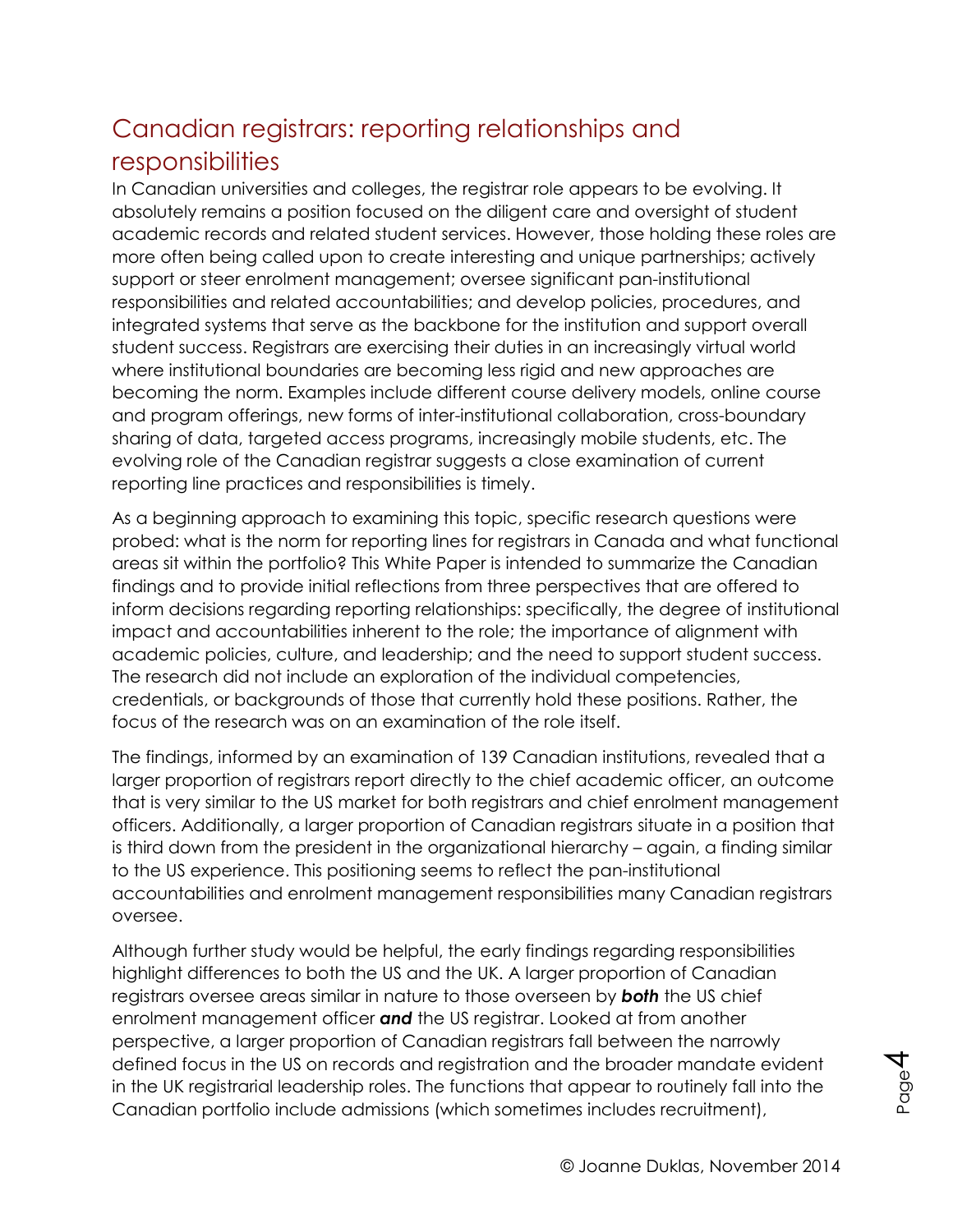## Canadian registrars: reporting relationships and responsibilities

In Canadian universities and colleges, the registrar role appears to be evolving. It absolutely remains a position focused on the diligent care and oversight of student academic records and related student services. However, those holding these roles are more often being called upon to create interesting and unique partnerships; actively support or steer enrolment management; oversee significant pan-institutional responsibilities and related accountabilities; and develop policies, procedures, and integrated systems that serve as the backbone for the institution and support overall student success. Registrars are exercising their duties in an increasingly virtual world where institutional boundaries are becoming less rigid and new approaches are becoming the norm. Examples include different course delivery models, online course and program offerings, new forms of inter-institutional collaboration, cross-boundary sharing of data, targeted access programs, increasingly mobile students, etc. The evolving role of the Canadian registrar suggests a close examination of current reporting line practices and responsibilities is timely.

As a beginning approach to examining this topic, specific research questions were probed: what is the norm for reporting lines for registrars in Canada and what functional areas sit within the portfolio? This White Paper is intended to summarize the Canadian findings and to provide initial reflections from three perspectives that are offered to inform decisions regarding reporting relationships: specifically, the degree of institutional impact and accountabilities inherent to the role; the importance of alignment with academic policies, culture, and leadership; and the need to support student success. The research did not include an exploration of the individual competencies, credentials, or backgrounds of those that currently hold these positions. Rather, the focus of the research was on an examination of the role itself.

The findings, informed by an examination of 139 Canadian institutions, revealed that a larger proportion of registrars report directly to the chief academic officer, an outcome that is very similar to the US market for both registrars and chief enrolment management officers. Additionally, a larger proportion of Canadian registrars situate in a position that is third down from the president in the organizational hierarchy – again, a finding similar to the US experience. This positioning seems to reflect the pan-institutional accountabilities and enrolment management responsibilities many Canadian registrars oversee.

Although further study would be helpful, the early findings regarding responsibilities highlight differences to both the US and the UK. A larger proportion of Canadian registrars oversee areas similar in nature to those overseen by ***both*** the US chief enrolment management officer ***and*** the US registrar. Looked at from another perspective, a larger proportion of Canadian registrars fall between the narrowly defined focus in the US on records and registration and the broader mandate evident in the UK registrarial leadership roles. The functions that appear to routinely fall into the Canadian portfolio include admissions (which sometimes includes recruitment),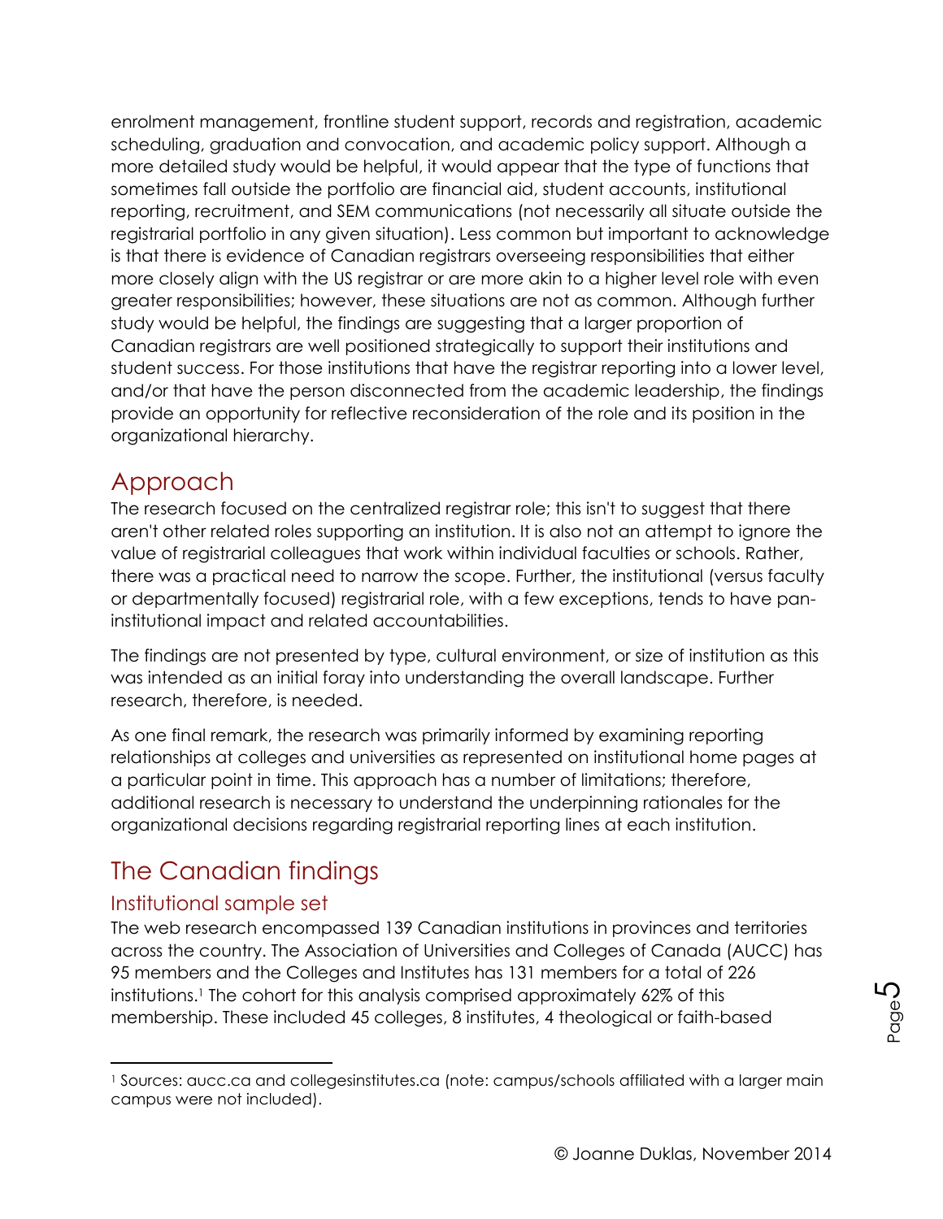enrolment management, frontline student support, records and registration, academic scheduling, graduation and convocation, and academic policy support. Although a more detailed study would be helpful, it would appear that the type of functions that sometimes fall outside the portfolio are financial aid, student accounts, institutional reporting, recruitment, and SEM communications (not necessarily all situate outside the registrarial portfolio in any given situation). Less common but important to acknowledge is that there is evidence of Canadian registrars overseeing responsibilities that either more closely align with the US registrar or are more akin to a higher level role with even greater responsibilities; however, these situations are not as common. Although further study would be helpful, the findings are suggesting that a larger proportion of Canadian registrars are well positioned strategically to support their institutions and student success. For those institutions that have the registrar reporting into a lower level, and/or that have the person disconnected from the academic leadership, the findings provide an opportunity for reflective reconsideration of the role and its position in the organizational hierarchy.

## Approach

The research focused on the centralized registrar role; this isn't to suggest that there aren't other related roles supporting an institution. It is also not an attempt to ignore the value of registrarial colleagues that work within individual faculties or schools. Rather, there was a practical need to narrow the scope. Further, the institutional (versus faculty or departmentally focused) registrarial role, with a few exceptions, tends to have pan-institutional impact and related accountabilities.

The findings are not presented by type, cultural environment, or size of institution as this was intended as an initial foray into understanding the overall landscape. Further research, therefore, is needed.

As one final remark, the research was primarily informed by examining reporting relationships at colleges and universities as represented on institutional home pages at a particular point in time. This approach has a number of limitations; therefore, additional research is necessary to understand the underpinning rationales for the organizational decisions regarding registrarial reporting lines at each institution.

## The Canadian findings

### Institutional sample set

The web research encompassed 139 Canadian institutions in provinces and territories across the country. The Association of Universities and Colleges of Canada (AUCC) has 95 members and the Colleges and Institutes has 131 members for a total of 226 institutions.[1] The cohort for this analysis comprised approximately 62% of this membership. These included 45 colleges, 8 institutes, 4 theological or faith-based

[1] Sources: aucc.ca and collegesinstitutes.ca (note: campus/schools affiliated with a larger main campus were not included).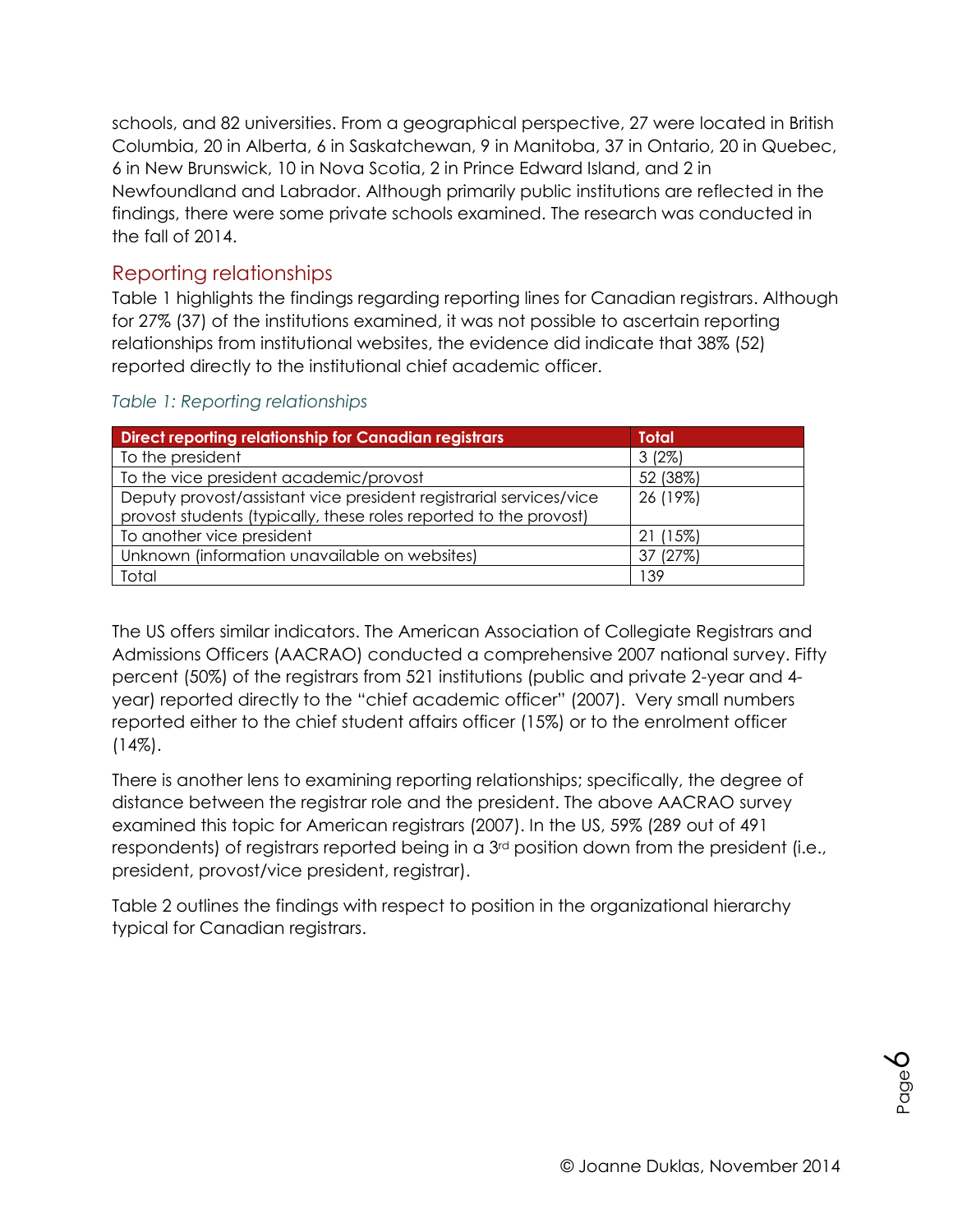schools, and 82 universities. From a geographical perspective, 27 were located in British Columbia, 20 in Alberta, 6 in Saskatchewan, 9 in Manitoba, 37 in Ontario, 20 in Quebec, 6 in New Brunswick, 10 in Nova Scotia, 2 in Prince Edward Island, and 2 in Newfoundland and Labrador. Although primarily public institutions are reflected in the findings, there were some private schools examined. The research was conducted in the fall of 2014.

## Reporting relationships

Table 1 highlights the findings regarding reporting lines for Canadian registrars. Although for 27% (37) of the institutions examined, it was not possible to ascertain reporting relationships from institutional websites, the evidence did indicate that 38% (52) reported directly to the institutional chief academic officer.

*Table 1: Reporting relationships*

| Direct reporting relationship for Canadian registrars | Total |
|---|---|
| To the president | 3 (2%) |
| To the vice president academic/provost | 52 (38%) |
| Deputy provost/assistant vice president registrarial services/vice provost students (typically, these roles reported to the provost) | 26 (19%) |
| To another vice president | 21 (15%) |
| Unknown (information unavailable on websites) | 37 (27%) |
| Total | 139 |

The US offers similar indicators. The American Association of Collegiate Registrars and Admissions Officers (AACRAO) conducted a comprehensive 2007 national survey. Fifty percent (50%) of the registrars from 521 institutions (public and private 2-year and 4-year) reported directly to the "chief academic officer" (2007). Very small numbers reported either to the chief student affairs officer (15%) or to the enrolment officer (14%).

There is another lens to examining reporting relationships; specifically, the degree of distance between the registrar role and the president. The above AACRAO survey examined this topic for American registrars (2007). In the US, 59% (289 out of 491 respondents) of registrars reported being in a 3rd position down from the president (i.e., president, provost/vice president, registrar).

Table 2 outlines the findings with respect to position in the organizational hierarchy typical for Canadian registrars.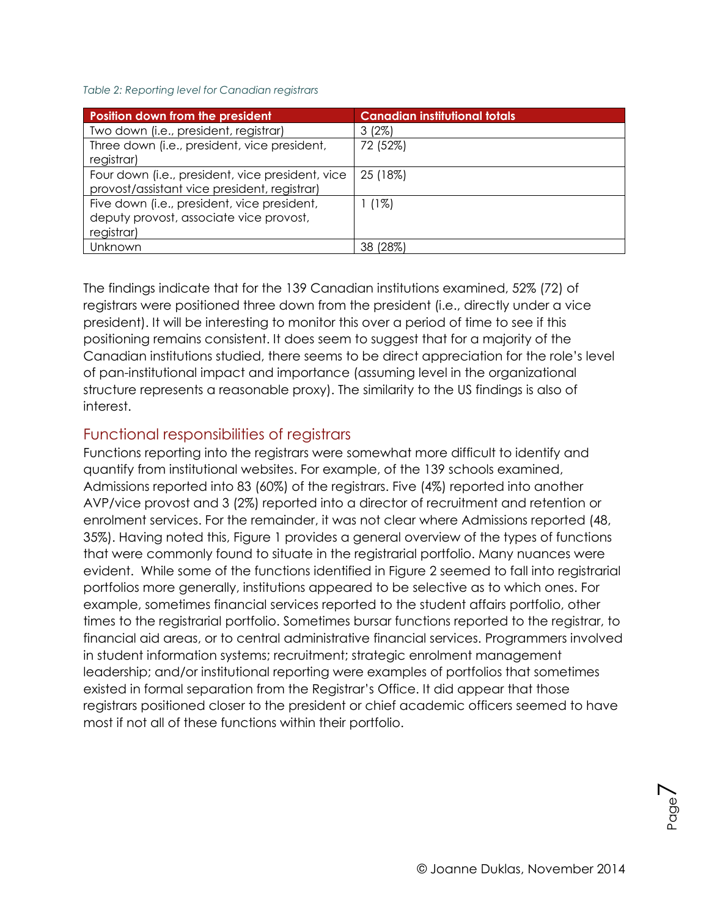*Table 2: Reporting level for Canadian registrars*

| Position down from the president | Canadian institutional totals |
|---|---|
| Two down (i.e., president, registrar) | 3 (2%) |
| Three down (i.e., president, vice president, registrar) | 72 (52%) |
| Four down (i.e., president, vice president, vice provost/assistant vice president, registrar) | 25 (18%) |
| Five down (i.e., president, vice president, deputy provost, associate vice provost, registrar) | 1 (1%) |
| Unknown | 38 (28%) |

The findings indicate that for the 139 Canadian institutions examined, 52% (72) of registrars were positioned three down from the president (i.e., directly under a vice president). It will be interesting to monitor this over a period of time to see if this positioning remains consistent. It does seem to suggest that for a majority of the Canadian institutions studied, there seems to be direct appreciation for the role's level of pan-institutional impact and importance (assuming level in the organizational structure represents a reasonable proxy). The similarity to the US findings is also of interest.

## Functional responsibilities of registrars

Functions reporting into the registrars were somewhat more difficult to identify and quantify from institutional websites. For example, of the 139 schools examined, Admissions reported into 83 (60%) of the registrars. Five (4%) reported into another AVP/vice provost and 3 (2%) reported into a director of recruitment and retention or enrolment services. For the remainder, it was not clear where Admissions reported (48, 35%). Having noted this, Figure 1 provides a general overview of the types of functions that were commonly found to situate in the registrarial portfolio. Many nuances were evident. While some of the functions identified in Figure 2 seemed to fall into registrarial portfolios more generally, institutions appeared to be selective as to which ones. For example, sometimes financial services reported to the student affairs portfolio, other times to the registrarial portfolio. Sometimes bursar functions reported to the registrar, to financial aid areas, or to central administrative financial services. Programmers involved in student information systems; recruitment; strategic enrolment management leadership; and/or institutional reporting were examples of portfolios that sometimes existed in formal separation from the Registrar's Office. It did appear that those registrars positioned closer to the president or chief academic officers seemed to have most if not all of these functions within their portfolio.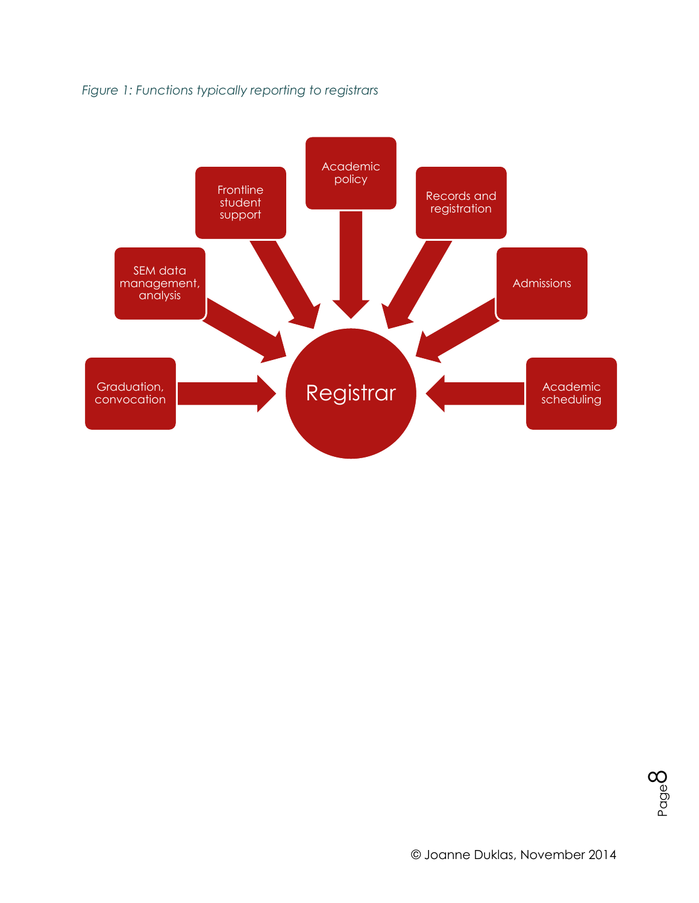*Figure 1: Functions typically reporting to registrars*

Academic policy

Frontline student support

Records and registration

SEM data management, analysis

Admissions

Graduation, convocation

Registrar

Academic scheduling

© Joanne Duklas, November 2014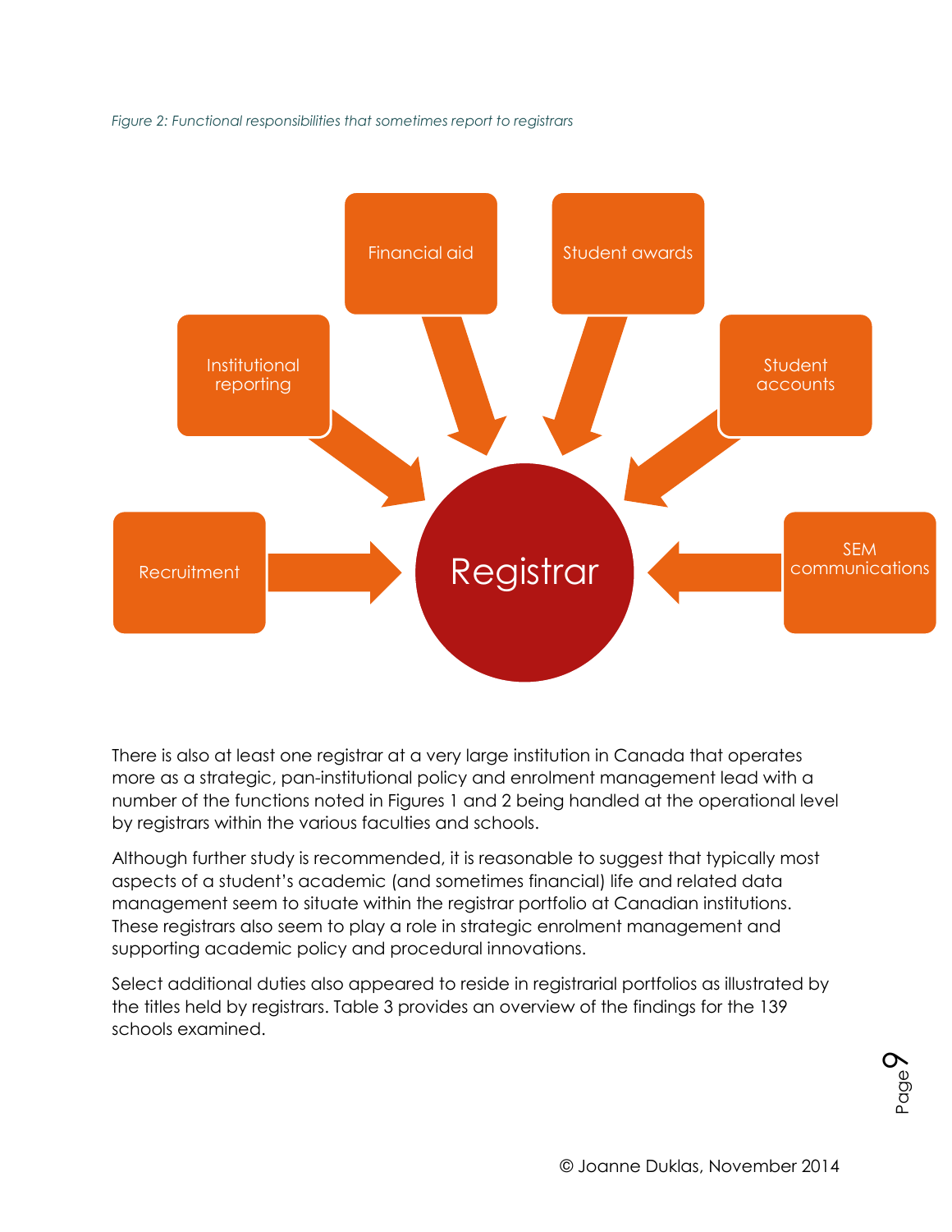*Figure 2: Functional responsibilities that sometimes report to registrars*

Financial aid

Student awards

Institutional reporting

Student accounts

Recruitment

Registrar

SEM communications

There is also at least one registrar at a very large institution in Canada that operates more as a strategic, pan-institutional policy and enrolment management lead with a number of the functions noted in Figures 1 and 2 being handled at the operational level by registrars within the various faculties and schools.

Although further study is recommended, it is reasonable to suggest that typically most aspects of a student's academic (and sometimes financial) life and related data management seem to situate within the registrar portfolio at Canadian institutions. These registrars also seem to play a role in strategic enrolment management and supporting academic policy and procedural innovations.

Select additional duties also appeared to reside in registrarial portfolios as illustrated by the titles held by registrars. Table 3 provides an overview of the findings for the 139 schools examined.

© Joanne Duklas, November 2014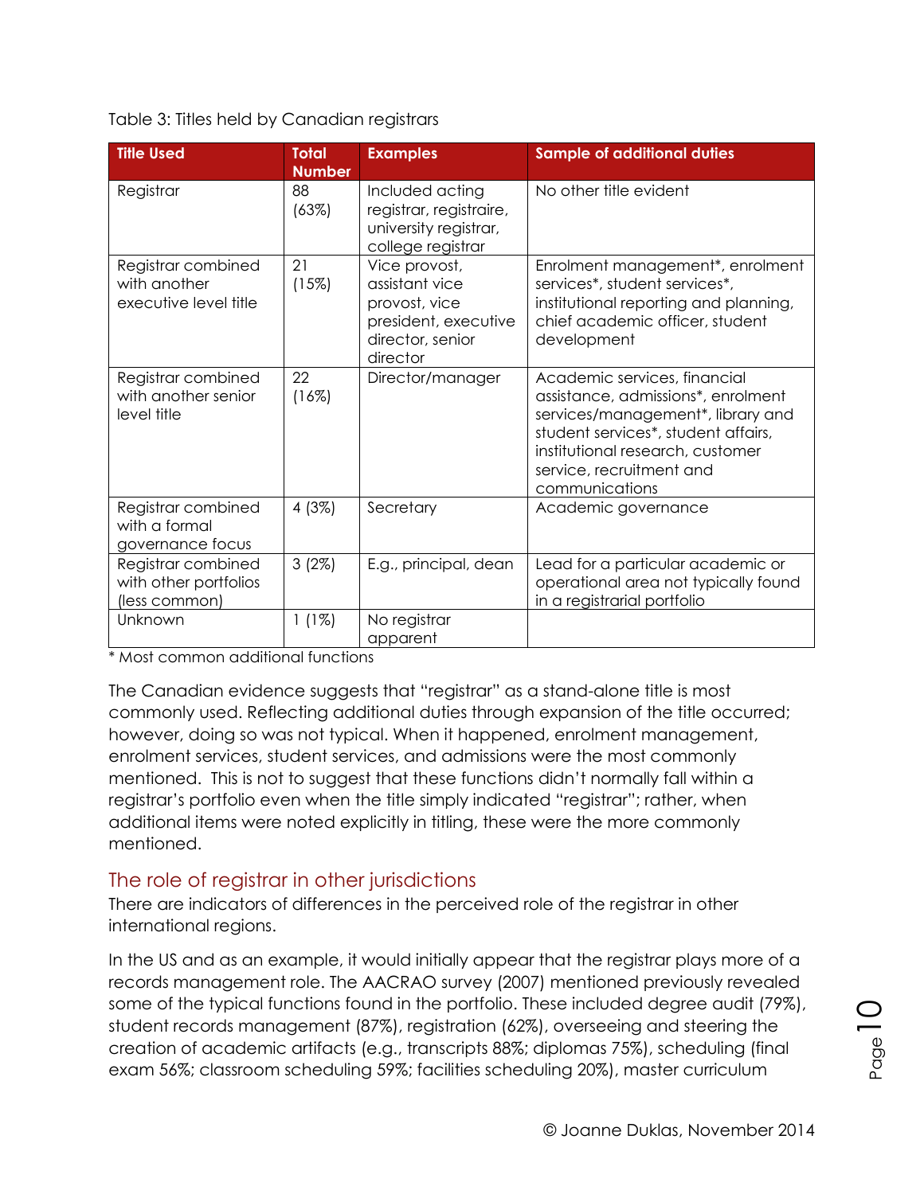Table 3: Titles held by Canadian registrars

| Title Used | Total Number | Examples | Sample of additional duties |
|---|---|---|---|
| Registrar | 88 (63%) | Included acting registrar, registraire, university registrar, college registrar | No other title evident |
| Registrar combined with another executive level title | 21 (15%) | Vice provost, assistant vice provost, vice president, executive director, senior director | Enrolment management*, enrolment services*, student services*, institutional reporting and planning, chief academic officer, student development |
| Registrar combined with another senior level title | 22 (16%) | Director/manager | Academic services, financial assistance, admissions*, enrolment services/management*, library and student services*, student affairs, institutional research, customer service, recruitment and communications |
| Registrar combined with a formal governance focus | 4 (3%) | Secretary | Academic governance |
| Registrar combined with other portfolios (less common) | 3 (2%) | E.g., principal, dean | Lead for a particular academic or operational area not typically found in a registrarial portfolio |
| Unknown | 1 (1%) | No registrar apparent | |

\* Most common additional functions

The Canadian evidence suggests that "registrar" as a stand-alone title is most commonly used. Reflecting additional duties through expansion of the title occurred; however, doing so was not typical. When it happened, enrolment management, enrolment services, student services, and admissions were the most commonly mentioned. This is not to suggest that these functions didn't normally fall within a registrar's portfolio even when the title simply indicated "registrar"; rather, when additional items were noted explicitly in titling, these were the more commonly mentioned.

## The role of registrar in other jurisdictions

There are indicators of differences in the perceived role of the registrar in other international regions.

In the US and as an example, it would initially appear that the registrar plays more of a records management role. The AACRAO survey (2007) mentioned previously revealed some of the typical functions found in the portfolio. These included degree audit (79%), student records management (87%), registration (62%), overseeing and steering the creation of academic artifacts (e.g., transcripts 88%; diplomas 75%), scheduling (final exam 56%; classroom scheduling 59%; facilities scheduling 20%), master curriculum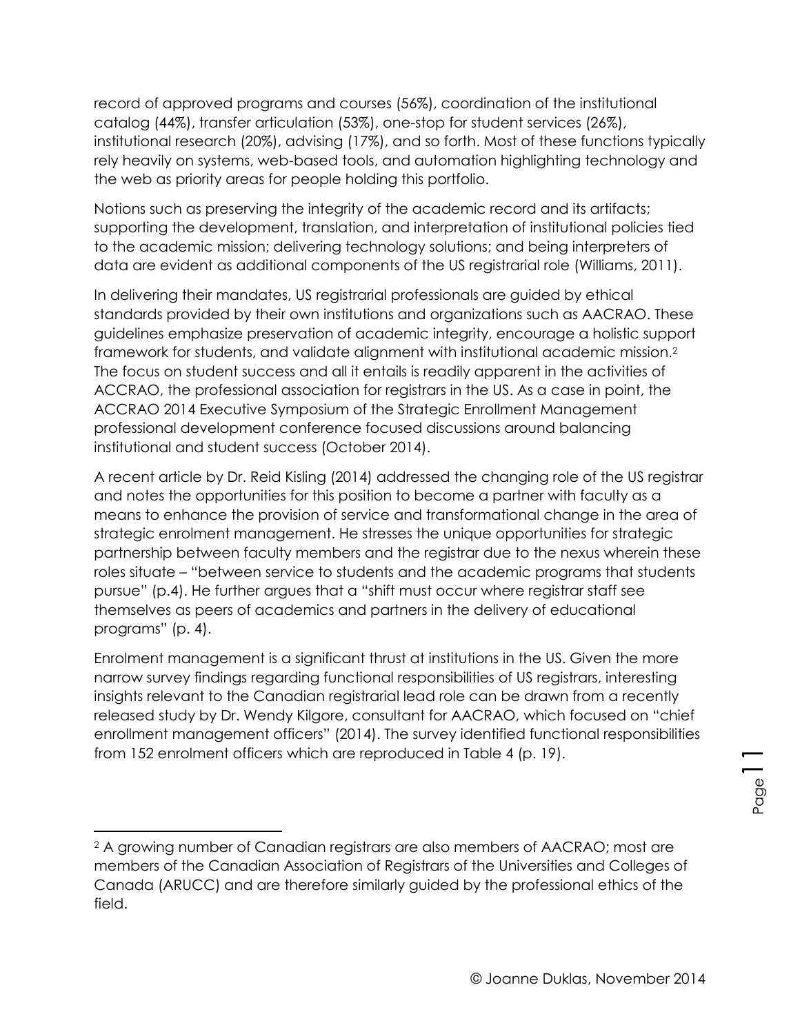record of approved programs and courses (56%), coordination of the institutional catalog (44%), transfer articulation (53%), one-stop for student services (26%), institutional research (20%), advising (17%), and so forth. Most of these functions typically rely heavily on systems, web-based tools, and automation highlighting technology and the web as priority areas for people holding this portfolio.

Notions such as preserving the integrity of the academic record and its artifacts; supporting the development, translation, and interpretation of institutional policies tied to the academic mission; delivering technology solutions; and being interpreters of data are evident as additional components of the US registrarial role (Williams, 2011).

In delivering their mandates, US registrarial professionals are guided by ethical standards provided by their own institutions and organizations such as AACRAO. These guidelines emphasize preservation of academic integrity, encourage a holistic support framework for students, and validate alignment with institutional academic mission.[2] The focus on student success and all it entails is readily apparent in the activities of ACCRAO, the professional association for registrars in the US. As a case in point, the ACCRAO 2014 Executive Symposium of the Strategic Enrollment Management professional development conference focused discussions around balancing institutional and student success (October 2014).

A recent article by Dr. Reid Kisling (2014) addressed the changing role of the US registrar and notes the opportunities for this position to become a partner with faculty as a means to enhance the provision of service and transformational change in the area of strategic enrolment management. He stresses the unique opportunities for strategic partnership between faculty members and the registrar due to the nexus wherein these roles situate – "between service to students and the academic programs that students pursue" (p.4). He further argues that a "shift must occur where registrar staff see themselves as peers of academics and partners in the delivery of educational programs" (p. 4).

Enrolment management is a significant thrust at institutions in the US. Given the more narrow survey findings regarding functional responsibilities of US registrars, interesting insights relevant to the Canadian registrarial lead role can be drawn from a recently released study by Dr. Wendy Kilgore, consultant for AACRAO, which focused on "chief enrollment management officers" (2014). The survey identified functional responsibilities from 152 enrolment officers which are reproduced in Table 4 (p. 19).

---

[2] A growing number of Canadian registrars are also members of AACRAO; most are members of the Canadian Association of Registrars of the Universities and Colleges of Canada (ARUCC) and are therefore similarly guided by the professional ethics of the field.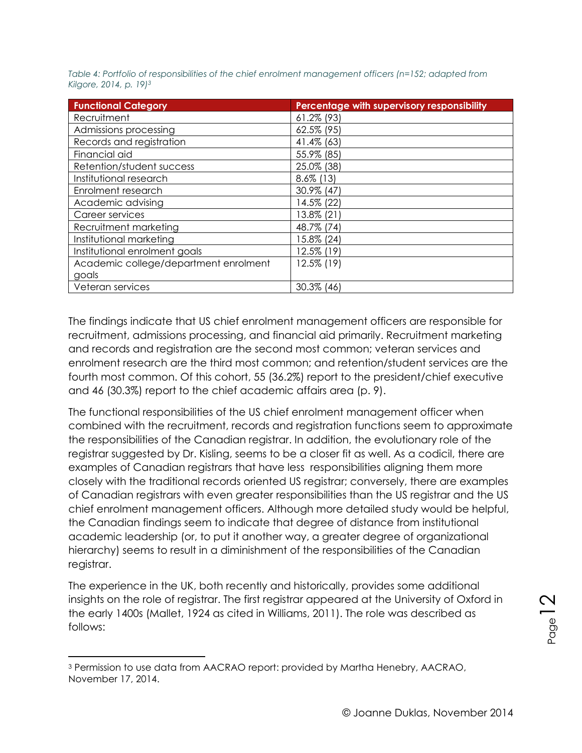*Table 4: Portfolio of responsibilities of the chief enrolment management officers (n=152; adapted from Kilgore, 2014, p. 19)[3]*

| Functional Category | Percentage with supervisory responsibility |
|---|---|
| Recruitment | 61.2% (93) |
| Admissions processing | 62.5% (95) |
| Records and registration | 41.4% (63) |
| Financial aid | 55.9% (85) |
| Retention/student success | 25.0% (38) |
| Institutional research | 8.6% (13) |
| Enrolment research | 30.9% (47) |
| Academic advising | 14.5% (22) |
| Career services | 13.8% (21) |
| Recruitment marketing | 48.7% (74) |
| Institutional marketing | 15.8% (24) |
| Institutional enrolment goals | 12.5% (19) |
| Academic college/department enrolment goals | 12.5% (19) |
| Veteran services | 30.3% (46) |

The findings indicate that US chief enrolment management officers are responsible for recruitment, admissions processing, and financial aid primarily. Recruitment marketing and records and registration are the second most common; veteran services and enrolment research are the third most common; and retention/student services are the fourth most common. Of this cohort, 55 (36.2%) report to the president/chief executive and 46 (30.3%) report to the chief academic affairs area (p. 9).

The functional responsibilities of the US chief enrolment management officer when combined with the recruitment, records and registration functions seem to approximate the responsibilities of the Canadian registrar. In addition, the evolutionary role of the registrar suggested by Dr. Kisling, seems to be a closer fit as well. As a codicil, there are examples of Canadian registrars that have less responsibilities aligning them more closely with the traditional records oriented US registrar; conversely, there are examples of Canadian registrars with even greater responsibilities than the US registrar and the US chief enrolment management officers. Although more detailed study would be helpful, the Canadian findings seem to indicate that degree of distance from institutional academic leadership (or, to put it another way, a greater degree of organizational hierarchy) seems to result in a diminishment of the responsibilities of the Canadian registrar.

The experience in the UK, both recently and historically, provides some additional insights on the role of registrar. The first registrar appeared at the University of Oxford in the early 1400s (Mallet, 1924 as cited in Williams, 2011). The role was described as follows:

---

[3] Permission to use data from AACRAO report: provided by Martha Henebry, AACRAO, November 17, 2014.

© Joanne Duklas, November 2014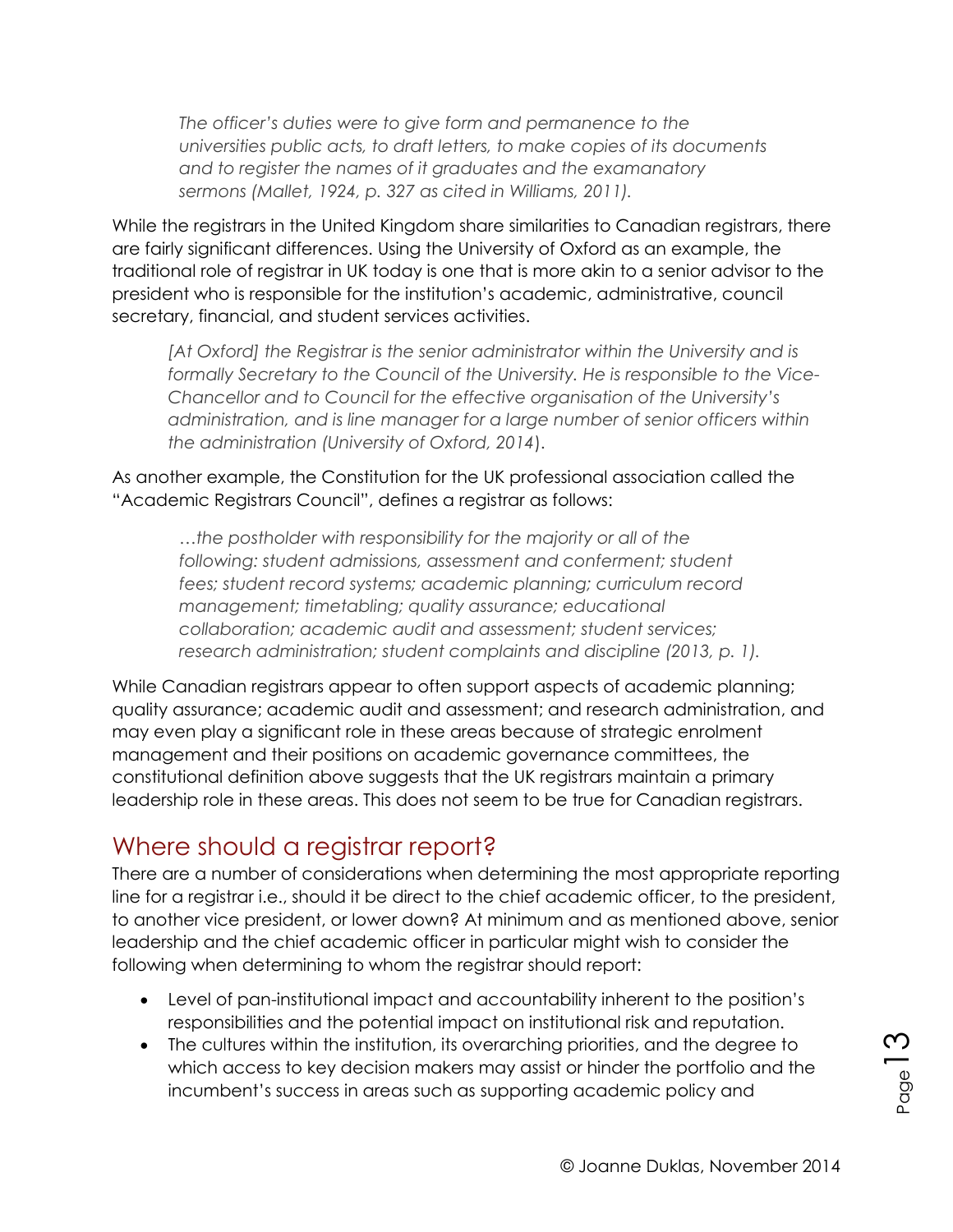> *The officer's duties were to give form and permanence to the universities public acts, to draft letters, to make copies of its documents and to register the names of it graduates and the examanatory sermons (Mallet, 1924, p. 327 as cited in Williams, 2011).*

While the registrars in the United Kingdom share similarities to Canadian registrars, there are fairly significant differences. Using the University of Oxford as an example, the traditional role of registrar in UK today is one that is more akin to a senior advisor to the president who is responsible for the institution's academic, administrative, council secretary, financial, and student services activities.

> *[At Oxford] the Registrar is the senior administrator within the University and is formally Secretary to the Council of the University. He is responsible to the Vice-Chancellor and to Council for the effective organisation of the University's administration, and is line manager for a large number of senior officers within the administration (University of Oxford, 2014*).

As another example, the Constitution for the UK professional association called the "Academic Registrars Council", defines a registrar as follows:

> *…the postholder with responsibility for the majority or all of the following: student admissions, assessment and conferment; student fees; student record systems; academic planning; curriculum record management; timetabling; quality assurance; educational collaboration; academic audit and assessment; student services; research administration; student complaints and discipline (2013, p. 1).*

While Canadian registrars appear to often support aspects of academic planning; quality assurance; academic audit and assessment; and research administration, and may even play a significant role in these areas because of strategic enrolment management and their positions on academic governance committees, the constitutional definition above suggests that the UK registrars maintain a primary leadership role in these areas. This does not seem to be true for Canadian registrars.

## Where should a registrar report?

There are a number of considerations when determining the most appropriate reporting line for a registrar i.e., should it be direct to the chief academic officer, to the president, to another vice president, or lower down? At minimum and as mentioned above, senior leadership and the chief academic officer in particular might wish to consider the following when determining to whom the registrar should report:

- Level of pan-institutional impact and accountability inherent to the position's responsibilities and the potential impact on institutional risk and reputation.
- The cultures within the institution, its overarching priorities, and the degree to which access to key decision makers may assist or hinder the portfolio and the incumbent's success in areas such as supporting academic policy and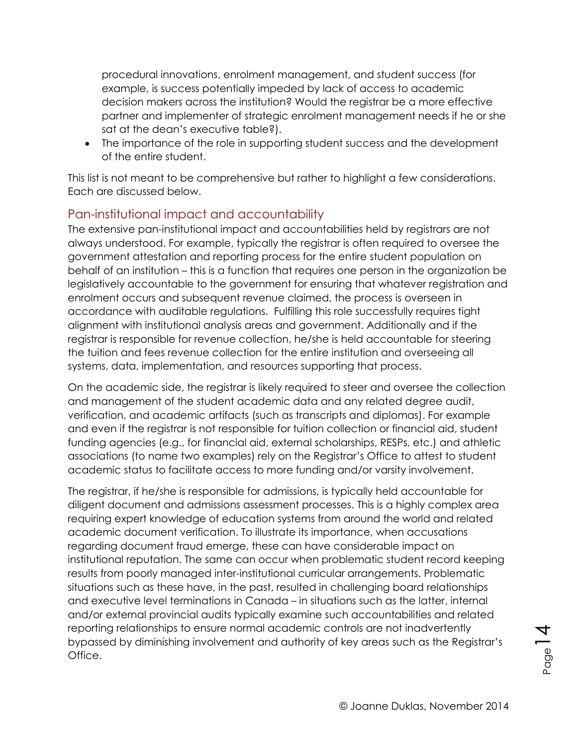procedural innovations, enrolment management, and student success (for example, is success potentially impeded by lack of access to academic decision makers across the institution? Would the registrar be a more effective partner and implementer of strategic enrolment management needs if he or she sat at the dean's executive table?).
- The importance of the role in supporting student success and the development of the entire student.

This list is not meant to be comprehensive but rather to highlight a few considerations. Each are discussed below.

## Pan-institutional impact and accountability

The extensive pan-institutional impact and accountabilities held by registrars are not always understood. For example, typically the registrar is often required to oversee the government attestation and reporting process for the entire student population on behalf of an institution – this is a function that requires one person in the organization be legislatively accountable to the government for ensuring that whatever registration and enrolment occurs and subsequent revenue claimed, the process is overseen in accordance with auditable regulations. Fulfilling this role successfully requires tight alignment with institutional analysis areas and government. Additionally and if the registrar is responsible for revenue collection, he/she is held accountable for steering the tuition and fees revenue collection for the entire institution and overseeing all systems, data, implementation, and resources supporting that process.

On the academic side, the registrar is likely required to steer and oversee the collection and management of the student academic data and any related degree audit, verification, and academic artifacts (such as transcripts and diplomas). For example and even if the registrar is not responsible for tuition collection or financial aid, student funding agencies (e.g., for financial aid, external scholarships, RESPs, etc.) and athletic associations (to name two examples) rely on the Registrar's Office to attest to student academic status to facilitate access to more funding and/or varsity involvement.

The registrar, if he/she is responsible for admissions, is typically held accountable for diligent document and admissions assessment processes. This is a highly complex area requiring expert knowledge of education systems from around the world and related academic document verification. To illustrate its importance, when accusations regarding document fraud emerge, these can have considerable impact on institutional reputation. The same can occur when problematic student record keeping results from poorly managed inter-institutional curricular arrangements. Problematic situations such as these have, in the past, resulted in challenging board relationships and executive level terminations in Canada – in situations such as the latter, internal and/or external provincial audits typically examine such accountabilities and related reporting relationships to ensure normal academic controls are not inadvertently bypassed by diminishing involvement and authority of key areas such as the Registrar's Office.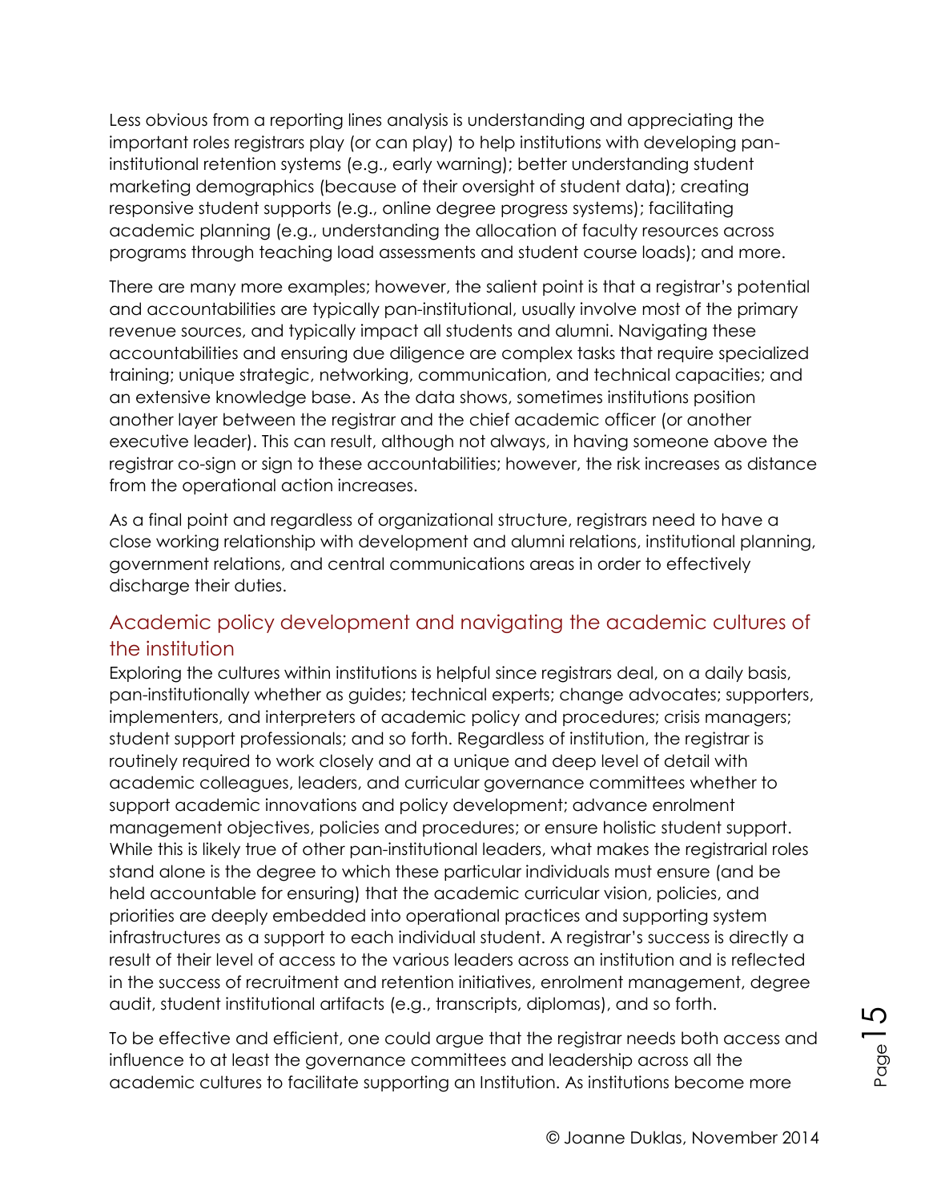Less obvious from a reporting lines analysis is understanding and appreciating the important roles registrars play (or can play) to help institutions with developing pan-institutional retention systems (e.g., early warning); better understanding student marketing demographics (because of their oversight of student data); creating responsive student supports (e.g., online degree progress systems); facilitating academic planning (e.g., understanding the allocation of faculty resources across programs through teaching load assessments and student course loads); and more.

There are many more examples; however, the salient point is that a registrar's potential and accountabilities are typically pan-institutional, usually involve most of the primary revenue sources, and typically impact all students and alumni. Navigating these accountabilities and ensuring due diligence are complex tasks that require specialized training; unique strategic, networking, communication, and technical capacities; and an extensive knowledge base. As the data shows, sometimes institutions position another layer between the registrar and the chief academic officer (or another executive leader). This can result, although not always, in having someone above the registrar co-sign or sign to these accountabilities; however, the risk increases as distance from the operational action increases.

As a final point and regardless of organizational structure, registrars need to have a close working relationship with development and alumni relations, institutional planning, government relations, and central communications areas in order to effectively discharge their duties.

## Academic policy development and navigating the academic cultures of the institution

Exploring the cultures within institutions is helpful since registrars deal, on a daily basis, pan-institutionally whether as guides; technical experts; change advocates; supporters, implementers, and interpreters of academic policy and procedures; crisis managers; student support professionals; and so forth. Regardless of institution, the registrar is routinely required to work closely and at a unique and deep level of detail with academic colleagues, leaders, and curricular governance committees whether to support academic innovations and policy development; advance enrolment management objectives, policies and procedures; or ensure holistic student support. While this is likely true of other pan-institutional leaders, what makes the registrarial roles stand alone is the degree to which these particular individuals must ensure (and be held accountable for ensuring) that the academic curricular vision, policies, and priorities are deeply embedded into operational practices and supporting system infrastructures as a support to each individual student. A registrar's success is directly a result of their level of access to the various leaders across an institution and is reflected in the success of recruitment and retention initiatives, enrolment management, degree audit, student institutional artifacts (e.g., transcripts, diplomas), and so forth.

To be effective and efficient, one could argue that the registrar needs both access and influence to at least the governance committees and leadership across all the academic cultures to facilitate supporting an Institution. As institutions become more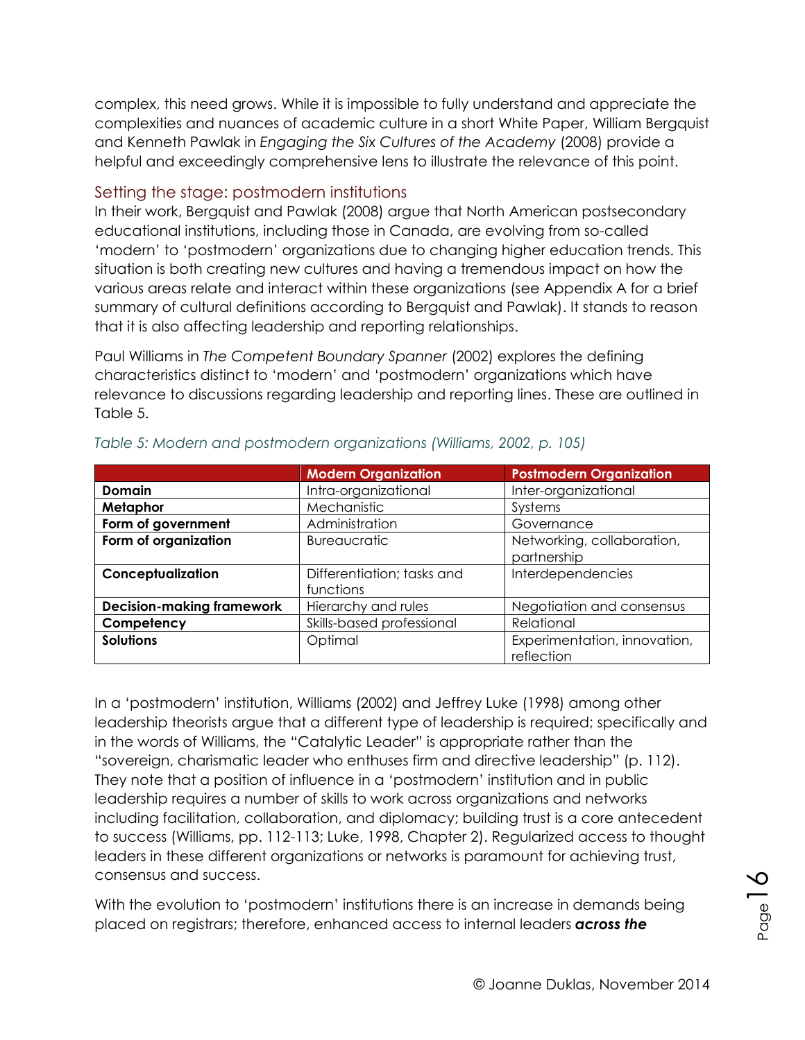complex, this need grows. While it is impossible to fully understand and appreciate the complexities and nuances of academic culture in a short White Paper, William Bergquist and Kenneth Pawlak in *Engaging the Six Cultures of the Academy* (2008) provide a helpful and exceedingly comprehensive lens to illustrate the relevance of this point.

## Setting the stage: postmodern institutions

In their work, Bergquist and Pawlak (2008) argue that North American postsecondary educational institutions, including those in Canada, are evolving from so-called 'modern' to 'postmodern' organizations due to changing higher education trends. This situation is both creating new cultures and having a tremendous impact on how the various areas relate and interact within these organizations (see Appendix A for a brief summary of cultural definitions according to Bergquist and Pawlak). It stands to reason that it is also affecting leadership and reporting relationships.

Paul Williams in *The Competent Boundary Spanner* (2002) explores the defining characteristics distinct to 'modern' and 'postmodern' organizations which have relevance to discussions regarding leadership and reporting lines. These are outlined in Table 5.

*Table 5: Modern and postmodern organizations (Williams, 2002, p. 105)*

| | Modern Organization | Postmodern Organization |
|---|---|---|
| **Domain** | Intra-organizational | Inter-organizational |
| **Metaphor** | Mechanistic | Systems |
| **Form of government** | Administration | Governance |
| **Form of organization** | Bureaucratic | Networking, collaboration, partnership |
| **Conceptualization** | Differentiation; tasks and functions | Interdependencies |
| **Decision-making framework** | Hierarchy and rules | Negotiation and consensus |
| **Competency** | Skills-based professional | Relational |
| **Solutions** | Optimal | Experimentation, innovation, reflection |

In a 'postmodern' institution, Williams (2002) and Jeffrey Luke (1998) among other leadership theorists argue that a different type of leadership is required; specifically and in the words of Williams, the "Catalytic Leader" is appropriate rather than the "sovereign, charismatic leader who enthuses firm and directive leadership" (p. 112). They note that a position of influence in a 'postmodern' institution and in public leadership requires a number of skills to work across organizations and networks including facilitation, collaboration, and diplomacy; building trust is a core antecedent to success (Williams, pp. 112-113; Luke, 1998, Chapter 2). Regularized access to thought leaders in these different organizations or networks is paramount for achieving trust, consensus and success.

With the evolution to 'postmodern' institutions there is an increase in demands being placed on registrars; therefore, enhanced access to internal leaders ***across the***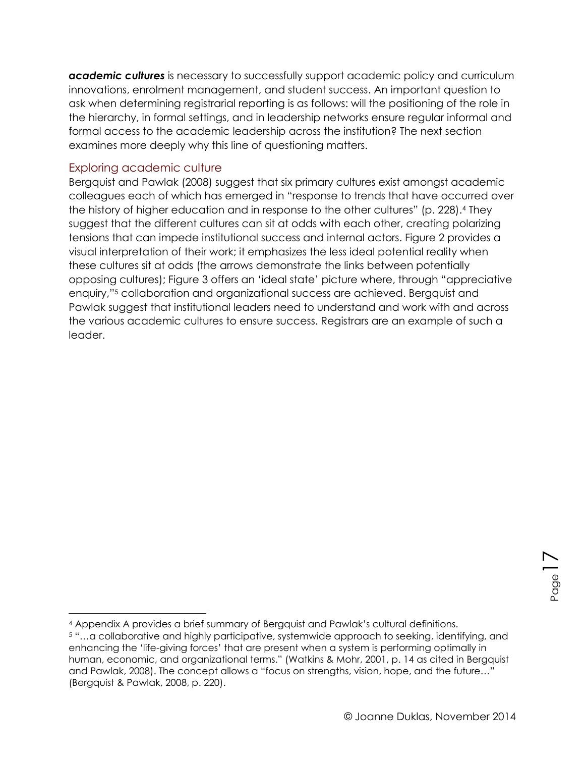***academic cultures*** is necessary to successfully support academic policy and curriculum innovations, enrolment management, and student success. An important question to ask when determining registrarial reporting is as follows: will the positioning of the role in the hierarchy, in formal settings, and in leadership networks ensure regular informal and formal access to the academic leadership across the institution? The next section examines more deeply why this line of questioning matters.

## Exploring academic culture

Bergquist and Pawlak (2008) suggest that six primary cultures exist amongst academic colleagues each of which has emerged in "response to trends that have occurred over the history of higher education and in response to the other cultures" (p. 228).[4] They suggest that the different cultures can sit at odds with each other, creating polarizing tensions that can impede institutional success and internal actors. Figure 2 provides a visual interpretation of their work; it emphasizes the less ideal potential reality when these cultures sit at odds (the arrows demonstrate the links between potentially opposing cultures); Figure 3 offers an 'ideal state' picture where, through "appreciative enquiry,"[5] collaboration and organizational success are achieved. Bergquist and Pawlak suggest that institutional leaders need to understand and work with and across the various academic cultures to ensure success. Registrars are an example of such a leader.

---

[4] Appendix A provides a brief summary of Bergquist and Pawlak's cultural definitions.

[5] "…a collaborative and highly participative, systemwide approach to seeking, identifying, and enhancing the 'life-giving forces' that are present when a system is performing optimally in human, economic, and organizational terms." (Watkins & Mohr, 2001, p. 14 as cited in Bergquist and Pawlak, 2008). The concept allows a "focus on strengths, vision, hope, and the future…" (Bergquist & Pawlak, 2008, p. 220).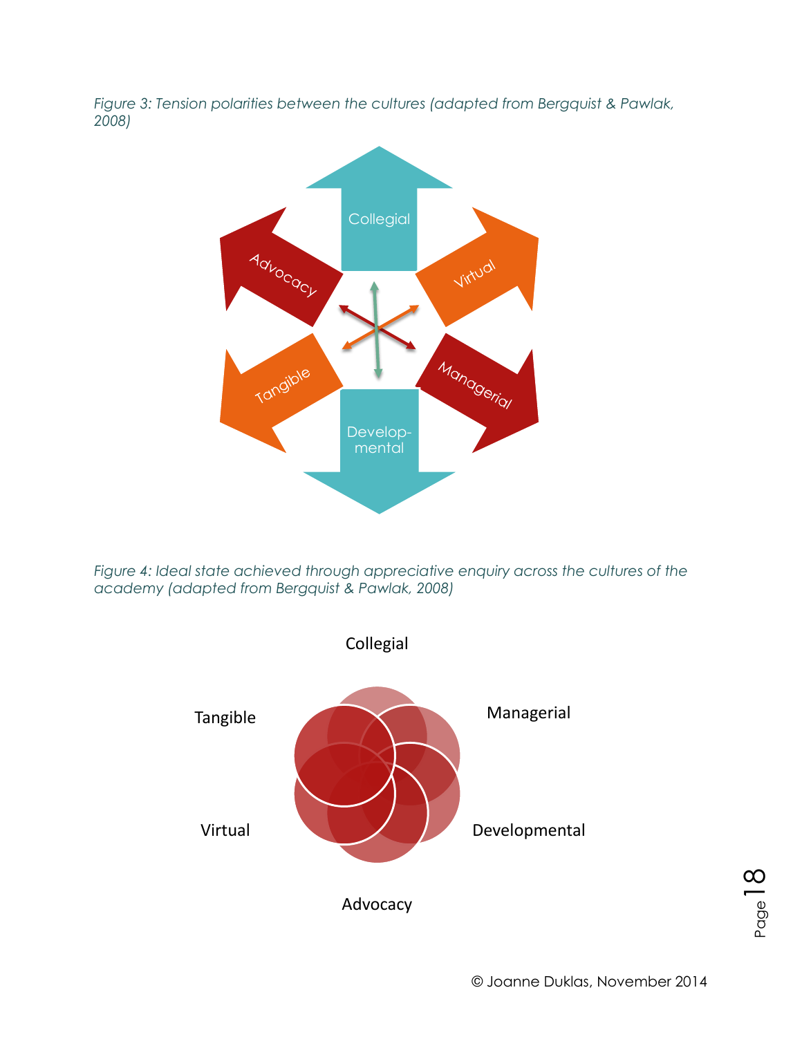*Figure 3: Tension polarities between the cultures (adapted from Bergquist & Pawlak, 2008)*

Collegial

Virtual

Managerial

Develop-
mental

Tangible

Advocacy

*Figure 4: Ideal state achieved through appreciative enquiry across the cultures of the academy (adapted from Bergquist & Pawlak, 2008)*

Collegial

Tangible

Managerial

Virtual

Developmental

Advocacy

© Joanne Duklas, November 2014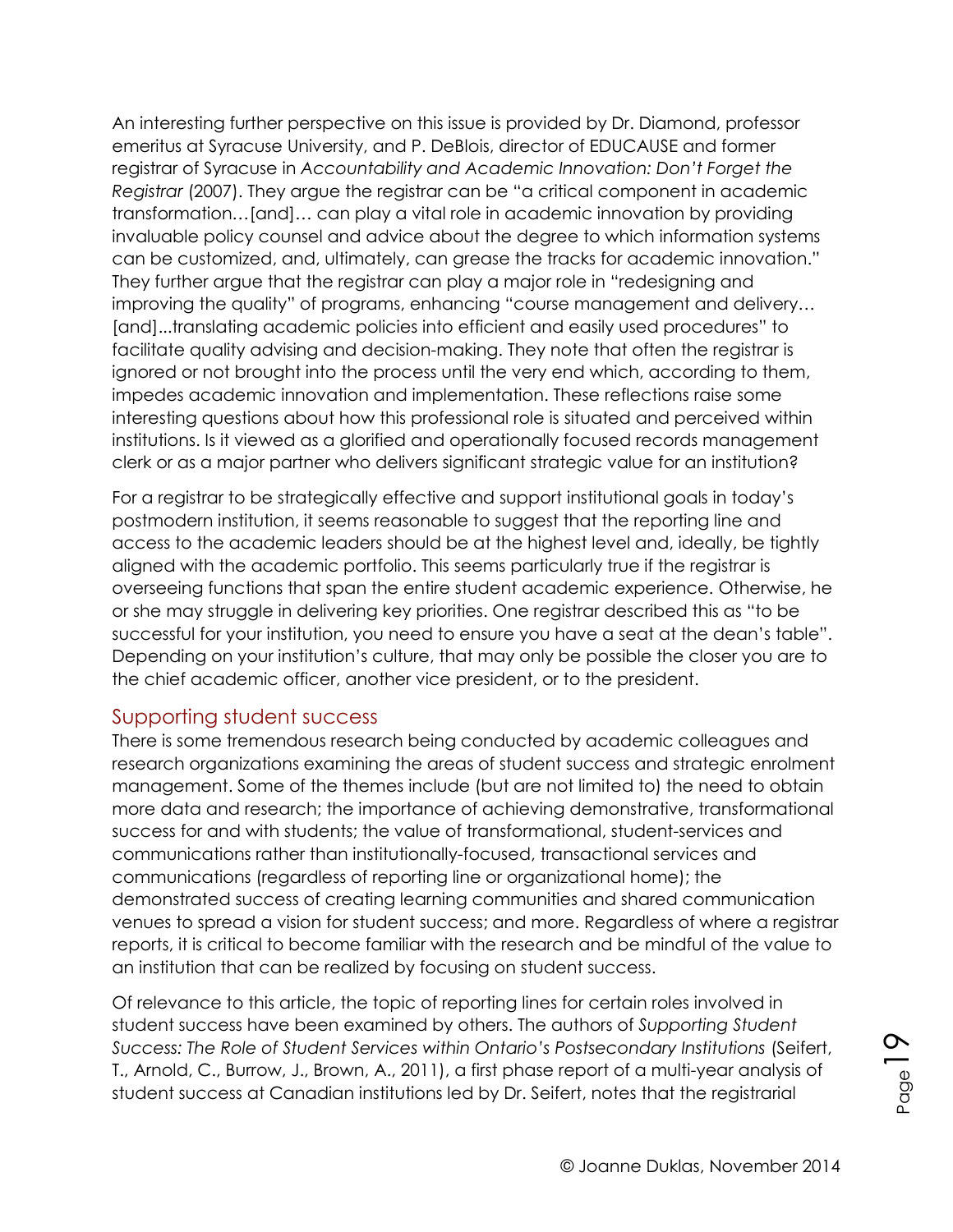An interesting further perspective on this issue is provided by Dr. Diamond, professor emeritus at Syracuse University, and P. DeBlois, director of EDUCAUSE and former registrar of Syracuse in *Accountability and Academic Innovation: Don't Forget the Registrar* (2007). They argue the registrar can be "a critical component in academic transformation…[and]… can play a vital role in academic innovation by providing invaluable policy counsel and advice about the degree to which information systems can be customized, and, ultimately, can grease the tracks for academic innovation." They further argue that the registrar can play a major role in "redesigning and improving the quality" of programs, enhancing "course management and delivery…[and]...translating academic policies into efficient and easily used procedures" to facilitate quality advising and decision-making. They note that often the registrar is ignored or not brought into the process until the very end which, according to them, impedes academic innovation and implementation. These reflections raise some interesting questions about how this professional role is situated and perceived within institutions. Is it viewed as a glorified and operationally focused records management clerk or as a major partner who delivers significant strategic value for an institution?

For a registrar to be strategically effective and support institutional goals in today's postmodern institution, it seems reasonable to suggest that the reporting line and access to the academic leaders should be at the highest level and, ideally, be tightly aligned with the academic portfolio. This seems particularly true if the registrar is overseeing functions that span the entire student academic experience. Otherwise, he or she may struggle in delivering key priorities. One registrar described this as "to be successful for your institution, you need to ensure you have a seat at the dean's table". Depending on your institution's culture, that may only be possible the closer you are to the chief academic officer, another vice president, or to the president.

## Supporting student success

There is some tremendous research being conducted by academic colleagues and research organizations examining the areas of student success and strategic enrolment management. Some of the themes include (but are not limited to) the need to obtain more data and research; the importance of achieving demonstrative, transformational success for and with students; the value of transformational, student-services and communications rather than institutionally-focused, transactional services and communications (regardless of reporting line or organizational home); the demonstrated success of creating learning communities and shared communication venues to spread a vision for student success; and more. Regardless of where a registrar reports, it is critical to become familiar with the research and be mindful of the value to an institution that can be realized by focusing on student success.

Of relevance to this article, the topic of reporting lines for certain roles involved in student success have been examined by others. The authors of *Supporting Student Success: The Role of Student Services within Ontario's Postsecondary Institutions* (Seifert, T., Arnold, C., Burrow, J., Brown, A., 2011), a first phase report of a multi-year analysis of student success at Canadian institutions led by Dr. Seifert, notes that the registrarial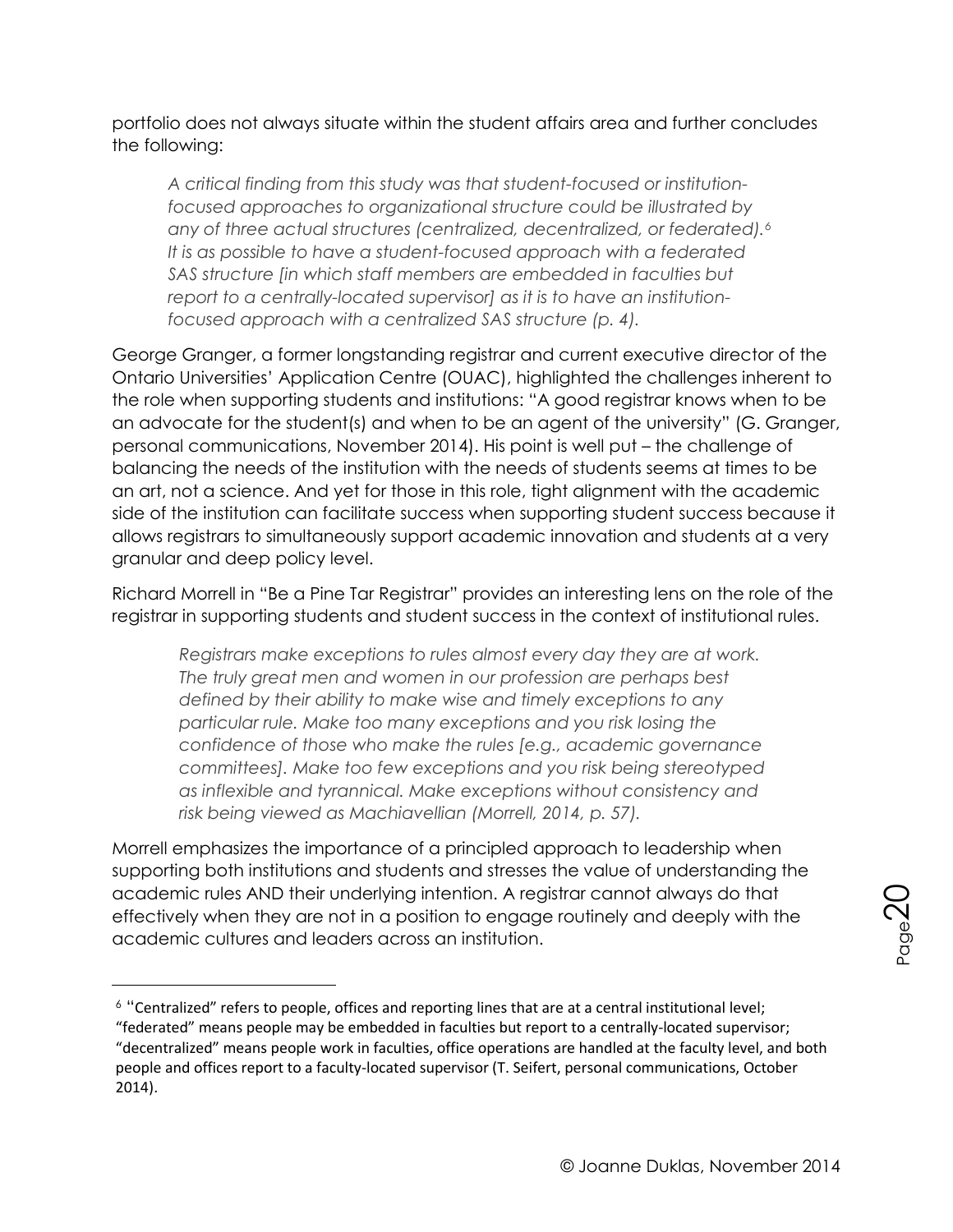portfolio does not always situate within the student affairs area and further concludes the following:

> *A critical finding from this study was that student-focused or institution-focused approaches to organizational structure could be illustrated by any of three actual structures (centralized, decentralized, or federated).[6] It is as possible to have a student-focused approach with a federated SAS structure [in which staff members are embedded in faculties but report to a centrally-located supervisor] as it is to have an institution-focused approach with a centralized SAS structure (p. 4).*

George Granger, a former longstanding registrar and current executive director of the Ontario Universities' Application Centre (OUAC), highlighted the challenges inherent to the role when supporting students and institutions: "A good registrar knows when to be an advocate for the student(s) and when to be an agent of the university" (G. Granger, personal communications, November 2014). His point is well put – the challenge of balancing the needs of the institution with the needs of students seems at times to be an art, not a science. And yet for those in this role, tight alignment with the academic side of the institution can facilitate success when supporting student success because it allows registrars to simultaneously support academic innovation and students at a very granular and deep policy level.

Richard Morrell in "Be a Pine Tar Registrar" provides an interesting lens on the role of the registrar in supporting students and student success in the context of institutional rules.

> *Registrars make exceptions to rules almost every day they are at work. The truly great men and women in our profession are perhaps best defined by their ability to make wise and timely exceptions to any particular rule. Make too many exceptions and you risk losing the confidence of those who make the rules [e.g., academic governance committees]. Make too few exceptions and you risk being stereotyped as inflexible and tyrannical. Make exceptions without consistency and risk being viewed as Machiavellian (Morrell, 2014, p. 57).*

Morrell emphasizes the importance of a principled approach to leadership when supporting both institutions and students and stresses the value of understanding the academic rules AND their underlying intention. A registrar cannot always do that effectively when they are not in a position to engage routinely and deeply with the academic cultures and leaders across an institution.

---

[6] "Centralized" refers to people, offices and reporting lines that are at a central institutional level; "federated" means people may be embedded in faculties but report to a centrally-located supervisor; "decentralized" means people work in faculties, office operations are handled at the faculty level, and both people and offices report to a faculty-located supervisor (T. Seifert, personal communications, October 2014).

© Joanne Duklas, November 2014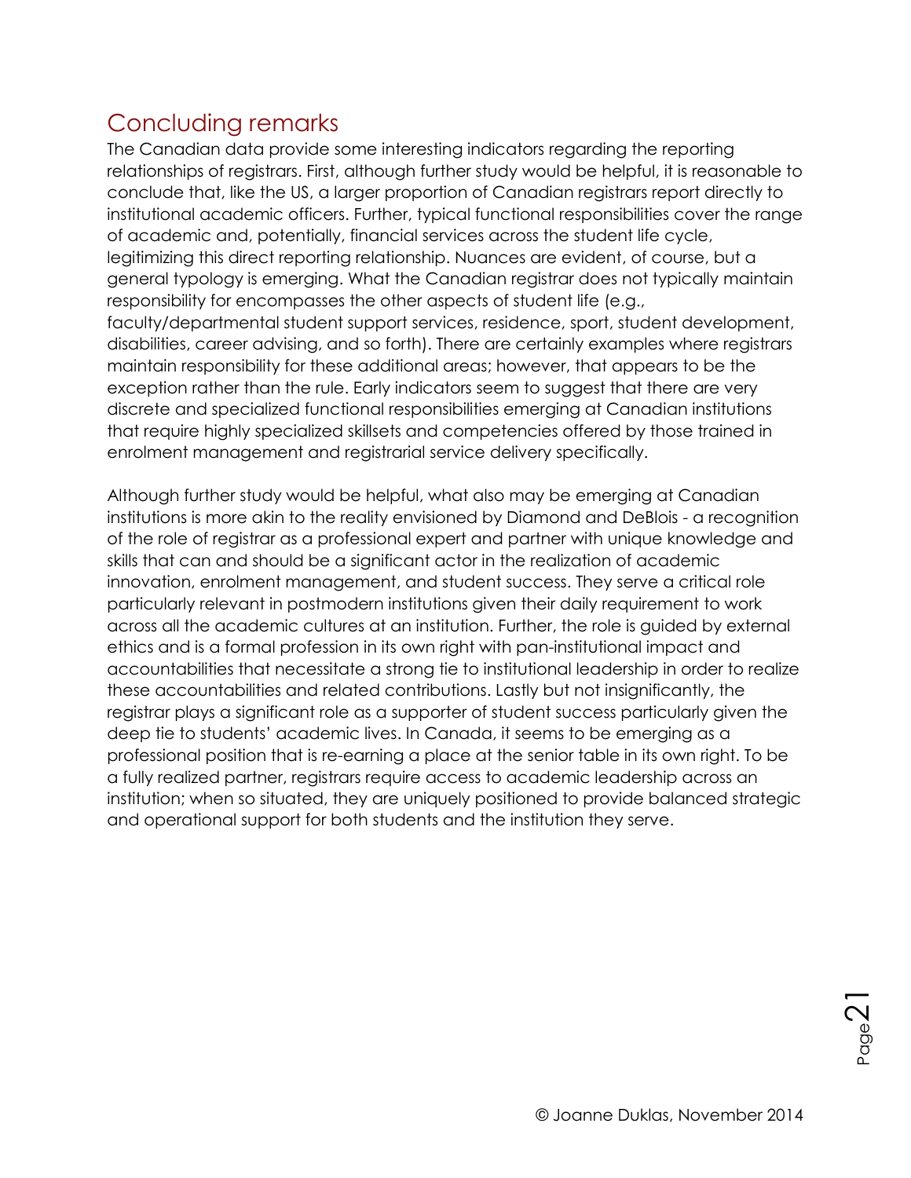## Concluding remarks

The Canadian data provide some interesting indicators regarding the reporting relationships of registrars. First, although further study would be helpful, it is reasonable to conclude that, like the US, a larger proportion of Canadian registrars report directly to institutional academic officers. Further, typical functional responsibilities cover the range of academic and, potentially, financial services across the student life cycle, legitimizing this direct reporting relationship. Nuances are evident, of course, but a general typology is emerging. What the Canadian registrar does not typically maintain responsibility for encompasses the other aspects of student life (e.g., faculty/departmental student support services, residence, sport, student development, disabilities, career advising, and so forth). There are certainly examples where registrars maintain responsibility for these additional areas; however, that appears to be the exception rather than the rule. Early indicators seem to suggest that there are very discrete and specialized functional responsibilities emerging at Canadian institutions that require highly specialized skillsets and competencies offered by those trained in enrolment management and registrarial service delivery specifically.

Although further study would be helpful, what also may be emerging at Canadian institutions is more akin to the reality envisioned by Diamond and DeBlois - a recognition of the role of registrar as a professional expert and partner with unique knowledge and skills that can and should be a significant actor in the realization of academic innovation, enrolment management, and student success. They serve a critical role particularly relevant in postmodern institutions given their daily requirement to work across all the academic cultures at an institution. Further, the role is guided by external ethics and is a formal profession in its own right with pan-institutional impact and accountabilities that necessitate a strong tie to institutional leadership in order to realize these accountabilities and related contributions. Lastly but not insignificantly, the registrar plays a significant role as a supporter of student success particularly given the deep tie to students' academic lives. In Canada, it seems to be emerging as a professional position that is re-earning a place at the senior table in its own right. To be a fully realized partner, registrars require access to academic leadership across an institution; when so situated, they are uniquely positioned to provide balanced strategic and operational support for both students and the institution they serve.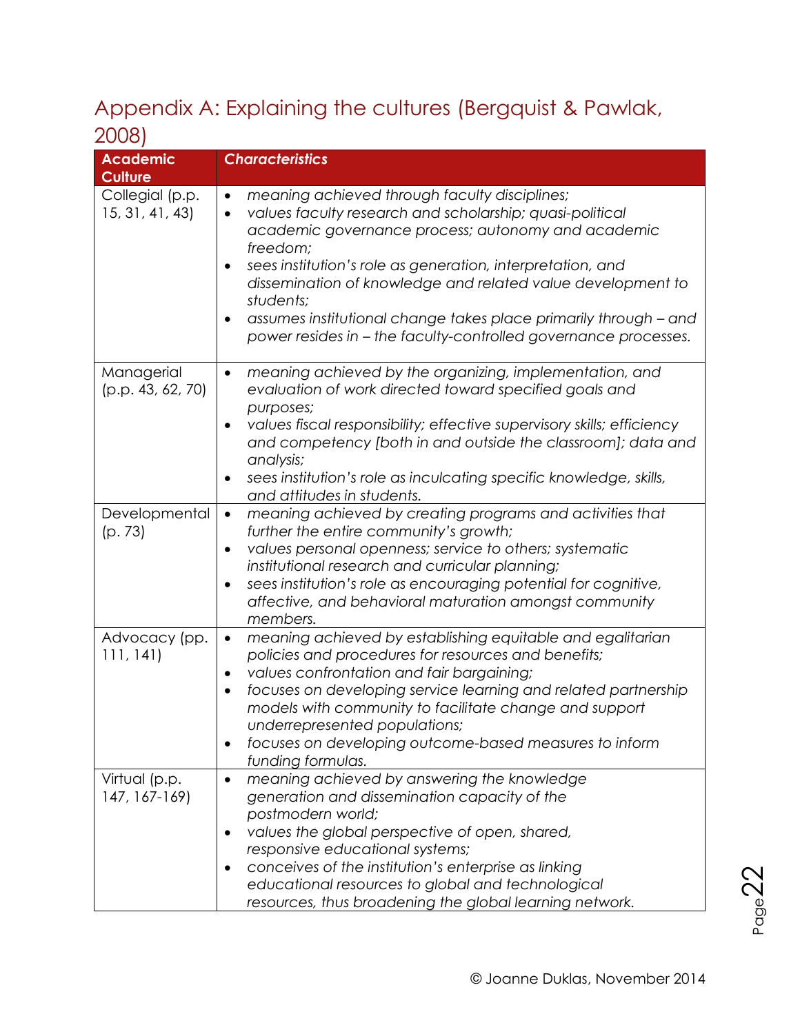## Appendix A: Explaining the cultures (Bergquist & Pawlak, 2008)

| Academic Culture | Characteristics |
|---|---|
| Collegial (p.p. 15, 31, 41, 43) | • *meaning achieved through faculty disciplines;*<br>• *values faculty research and scholarship; quasi-political academic governance process; autonomy and academic freedom;*<br>• *sees institution's role as generation, interpretation, and dissemination of knowledge and related value development to students;*<br>• *assumes institutional change takes place primarily through – and power resides in – the faculty-controlled governance processes.* |
| Managerial (p.p. 43, 62, 70) | • *meaning achieved by the organizing, implementation, and evaluation of work directed toward specified goals and purposes;*<br>• *values fiscal responsibility; effective supervisory skills; efficiency and competency [both in and outside the classroom]; data and analysis;*<br>• *sees institution's role as inculcating specific knowledge, skills, and attitudes in students.* |
| Developmental (p. 73) | • *meaning achieved by creating programs and activities that further the entire community's growth;*<br>• *values personal openness; service to others; systematic institutional research and curricular planning;*<br>• *sees institution's role as encouraging potential for cognitive, affective, and behavioral maturation amongst community members.* |
| Advocacy (pp. 111, 141) | • *meaning achieved by establishing equitable and egalitarian policies and procedures for resources and benefits;*<br>• *values confrontation and fair bargaining;*<br>• *focuses on developing service learning and related partnership models with community to facilitate change and support underrepresented populations;*<br>• *focuses on developing outcome-based measures to inform funding formulas.* |
| Virtual (p.p. 147, 167-169) | • *meaning achieved by answering the knowledge generation and dissemination capacity of the postmodern world;*<br>• *values the global perspective of open, shared, responsive educational systems;*<br>• *conceives of the institution's enterprise as linking educational resources to global and technological resources, thus broadening the global learning network.* |

© Joanne Duklas, November 2014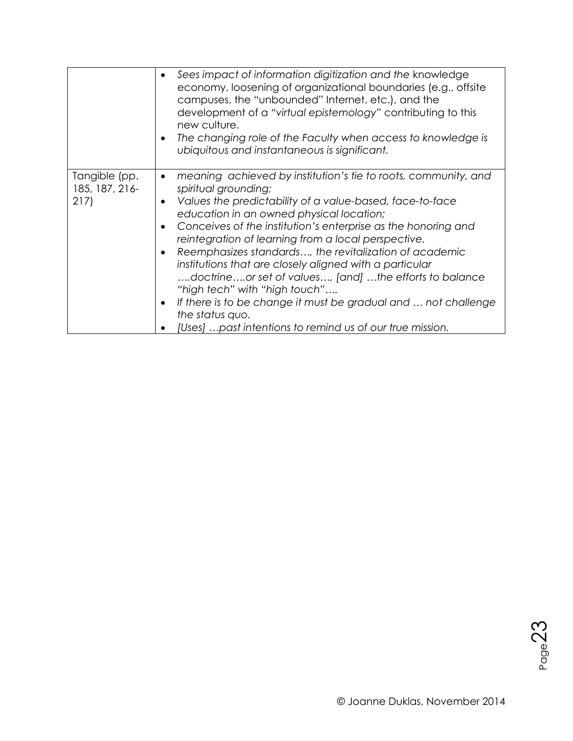| | |
|---|---|
| | • *Sees impact of information digitization and the* knowledge economy, loosening of organizational boundaries (e.g., offsite campuses, the "unbounded" Internet, etc.), and the development of a *"virtual epistemology"* contributing to this new culture.<br>• *The changing role of the Faculty when access to knowledge is ubiquitous and instantaneous is significant.* |
| Tangible (pp. 185, 187, 216-217) | • *meaning achieved by institution's tie to roots, community, and spiritual grounding;*<br>• *Values the predictability of a value-based, face-to-face education in an owned physical location;*<br>• *Conceives of the institution's enterprise as the honoring and reintegration of learning from a local perspective.*<br>• *Reemphasizes standards…, the revitalization of academic institutions that are closely aligned with a particular ….doctrine….or set of values…, [and] …the efforts to balance "high tech" with "high touch"….*<br>• *If there is to be change it must be gradual and … not challenge the status quo.*<br>• *[Uses] …past intentions to remind us of our true mission.* |

© Joanne Duklas, November 2014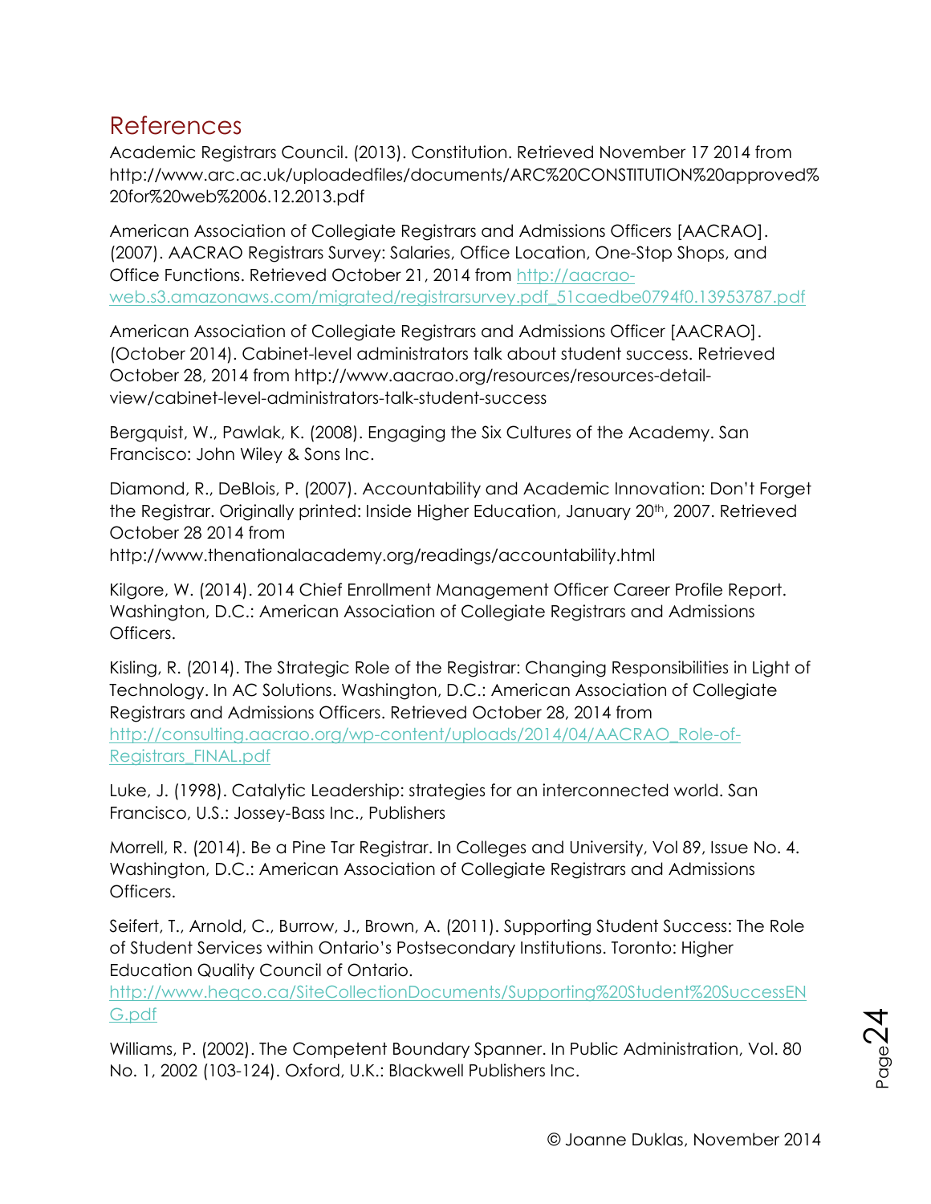## References

Academic Registrars Council. (2013). Constitution. Retrieved November 17 2014 from http://www.arc.ac.uk/uploadedfiles/documents/ARC%20CONSTITUTION%20approved%20for%20web%2006.12.2013.pdf

American Association of Collegiate Registrars and Admissions Officers [AACRAO]. (2007). AACRAO Registrars Survey: Salaries, Office Location, One-Stop Shops, and Office Functions. Retrieved October 21, 2014 from http://aacrao-web.s3.amazonaws.com/migrated/registrarsurvey.pdf_51caedbe0794f0.13953787.pdf

American Association of Collegiate Registrars and Admissions Officer [AACRAO]. (October 2014). Cabinet-level administrators talk about student success. Retrieved October 28, 2014 from http://www.aacrao.org/resources/resources-detail-view/cabinet-level-administrators-talk-student-success

Bergquist, W., Pawlak, K. (2008). Engaging the Six Cultures of the Academy. San Francisco: John Wiley & Sons Inc.

Diamond, R., DeBlois, P. (2007). Accountability and Academic Innovation: Don't Forget the Registrar. Originally printed: Inside Higher Education, January 20th, 2007. Retrieved October 28 2014 from http://www.thenationalacademy.org/readings/accountability.html

Kilgore, W. (2014). 2014 Chief Enrollment Management Officer Career Profile Report. Washington, D.C.: American Association of Collegiate Registrars and Admissions Officers.

Kisling, R. (2014). The Strategic Role of the Registrar: Changing Responsibilities in Light of Technology. In AC Solutions. Washington, D.C.: American Association of Collegiate Registrars and Admissions Officers. Retrieved October 28, 2014 from http://consulting.aacrao.org/wp-content/uploads/2014/04/AACRAO_Role-of-Registrars_FINAL.pdf

Luke, J. (1998). Catalytic Leadership: strategies for an interconnected world. San Francisco, U.S.: Jossey-Bass Inc., Publishers

Morrell, R. (2014). Be a Pine Tar Registrar. In Colleges and University, Vol 89, Issue No. 4. Washington, D.C.: American Association of Collegiate Registrars and Admissions Officers.

Seifert, T., Arnold, C., Burrow, J., Brown, A. (2011). Supporting Student Success: The Role of Student Services within Ontario's Postsecondary Institutions. Toronto: Higher Education Quality Council of Ontario. http://www.heqco.ca/SiteCollectionDocuments/Supporting%20Student%20SuccessENG.pdf

Williams, P. (2002). The Competent Boundary Spanner. In Public Administration, Vol. 80 No. 1, 2002 (103-124). Oxford, U.K.: Blackwell Publishers Inc.

© Joanne Duklas, November 2014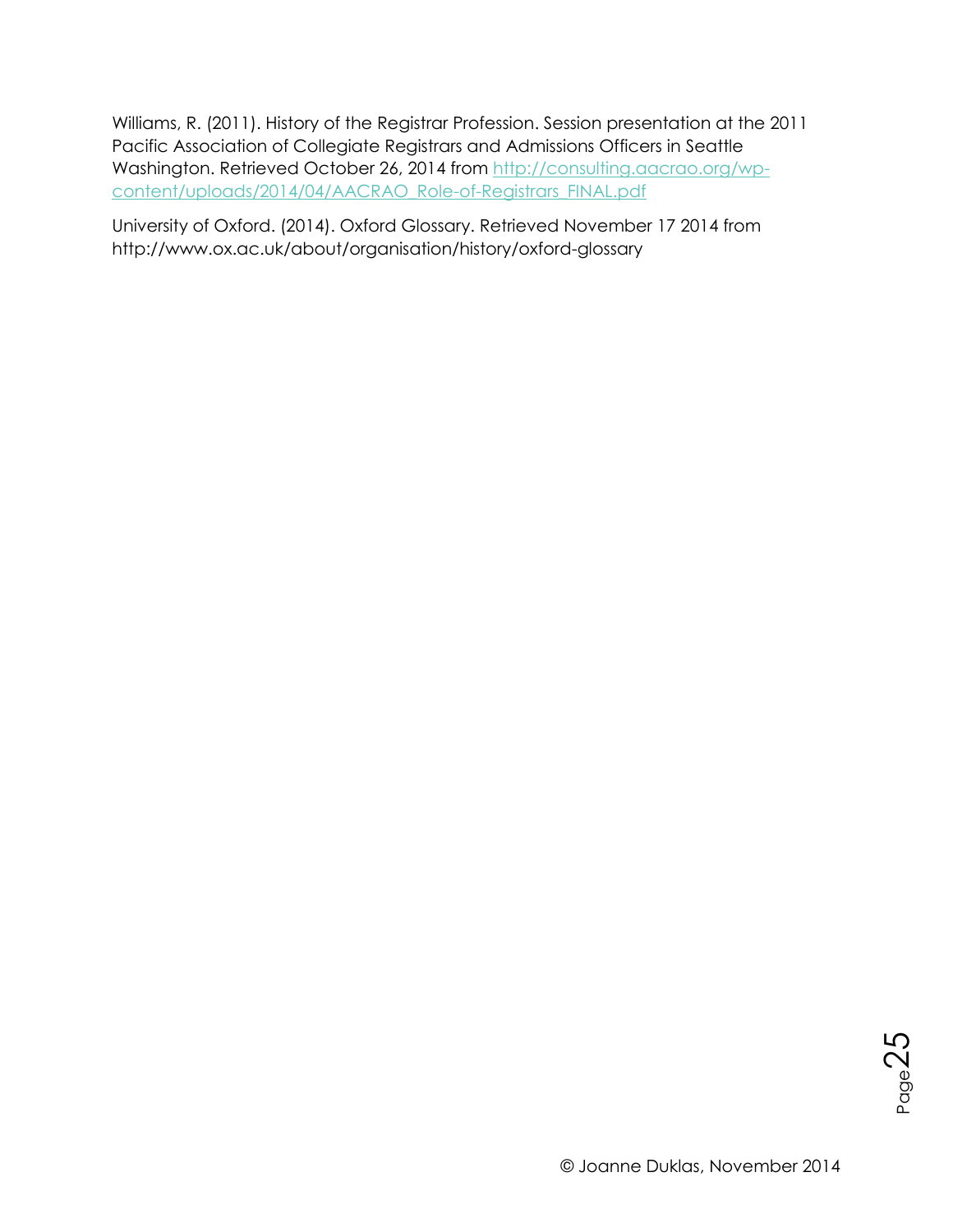Williams, R. (2011). History of the Registrar Profession. Session presentation at the 2011 Pacific Association of Collegiate Registrars and Admissions Officers in Seattle Washington. Retrieved October 26, 2014 from http://consulting.aacrao.org/wp-content/uploads/2014/04/AACRAO_Role-of-Registrars_FINAL.pdf

University of Oxford. (2014). Oxford Glossary. Retrieved November 17 2014 from http://www.ox.ac.uk/about/organisation/history/oxford-glossary

© Joanne Duklas, November 2014